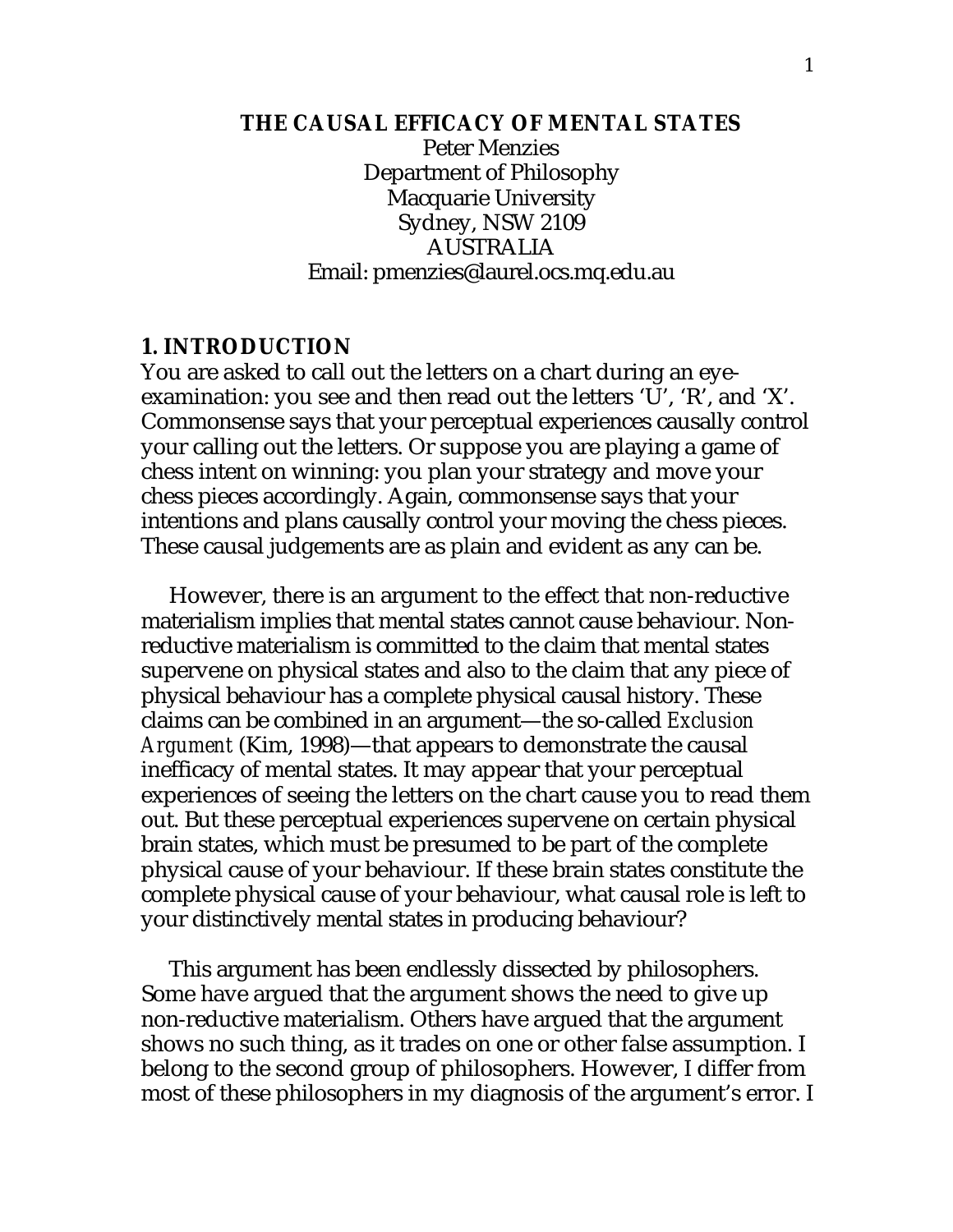# THE CAUSAL EFFICACY OF MENTAL STATES

Peter Menzies
Department of Philosophy
Macquarie University
Sydney, NSW 2109
AUSTRALIA
Email: pmenzies@laurel.ocs.mq.edu.au

## 1. INTRODUCTION

You are asked to call out the letters on a chart during an eye-examination: you see and then read out the letters 'U', 'R', and 'X'. Commonsense says that your perceptual experiences causally control your calling out the letters. Or suppose you are playing a game of chess intent on winning: you plan your strategy and move your chess pieces accordingly. Again, commonsense says that your intentions and plans causally control your moving the chess pieces. These causal judgements are as plain and evident as any can be.

However, there is an argument to the effect that non-reductive materialism implies that mental states cannot cause behaviour. Non-reductive materialism is committed to the claim that mental states supervene on physical states and also to the claim that any piece of physical behaviour has a complete physical causal history. These claims can be combined in an argument—the so-called *Exclusion Argument* (Kim, 1998)—that appears to demonstrate the causal inefficacy of mental states. It may appear that your perceptual experiences of seeing the letters on the chart cause you to read them out. But these perceptual experiences supervene on certain physical brain states, which must be presumed to be part of the complete physical cause of your behaviour. If these brain states constitute the complete physical cause of your behaviour, what causal role is left to your distinctively mental states in producing behaviour?

This argument has been endlessly dissected by philosophers. Some have argued that the argument shows the need to give up non-reductive materialism. Others have argued that the argument shows no such thing, as it trades on one or other false assumption. I belong to the second group of philosophers. However, I differ from most of these philosophers in my diagnosis of the argument's error. I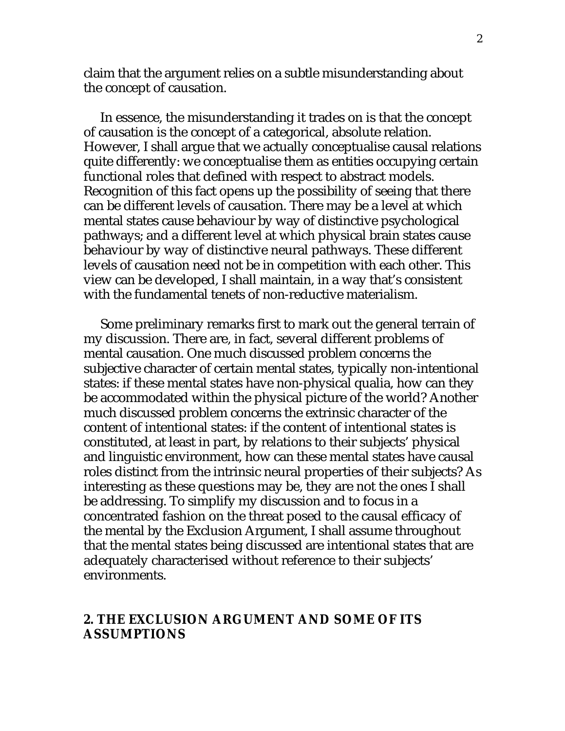claim that the argument relies on a subtle misunderstanding about the concept of causation.

In essence, the misunderstanding it trades on is that the concept of causation is the concept of a categorical, absolute relation. However, I shall argue that we actually conceptualise causal relations quite differently: we conceptualise them as entities occupying certain functional roles that defined with respect to abstract models. Recognition of this fact opens up the possibility of seeing that there can be different levels of causation. There may be a level at which mental states cause behaviour by way of distinctive psychological pathways; and a different level at which physical brain states cause behaviour by way of distinctive neural pathways. These different levels of causation need not be in competition with each other. This view can be developed, I shall maintain, in a way that's consistent with the fundamental tenets of non-reductive materialism.

Some preliminary remarks first to mark out the general terrain of my discussion. There are, in fact, several different problems of mental causation. One much discussed problem concerns the subjective character of certain mental states, typically non-intentional states: if these mental states have non-physical qualia, how can they be accommodated within the physical picture of the world? Another much discussed problem concerns the extrinsic character of the content of intentional states: if the content of intentional states is constituted, at least in part, by relations to their subjects' physical and linguistic environment, how can these mental states have causal roles distinct from the intrinsic neural properties of their subjects? As interesting as these questions may be, they are not the ones I shall be addressing. To simplify my discussion and to focus in a concentrated fashion on the threat posed to the causal efficacy of the mental by the Exclusion Argument, I shall assume throughout that the mental states being discussed are intentional states that are adequately characterised without reference to their subjects' environments.

## 2. THE EXCLUSION ARGUMENT AND SOME OF ITS ASSUMPTIONS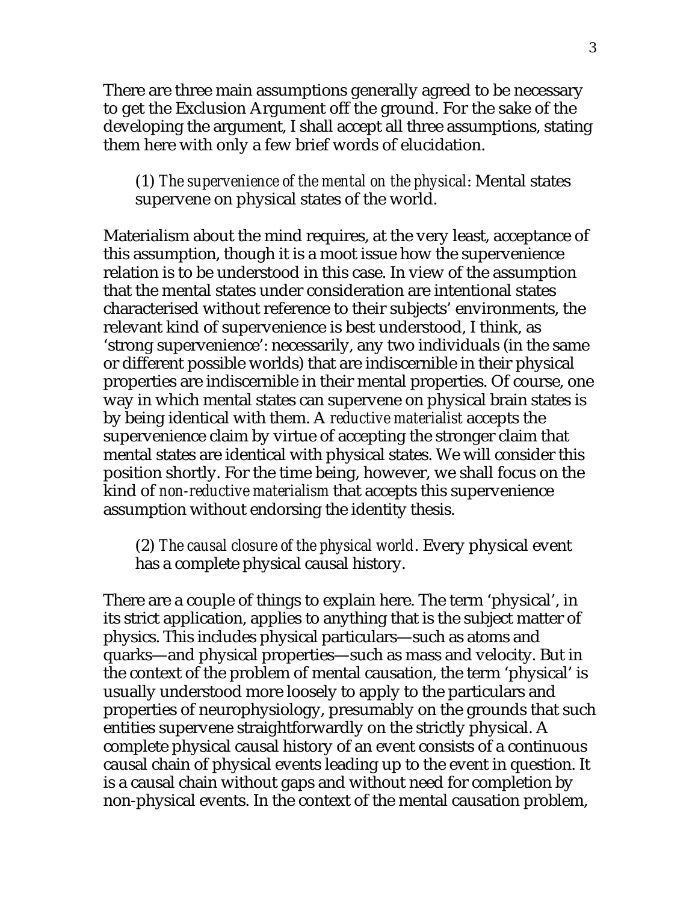There are three main assumptions generally agreed to be necessary to get the Exclusion Argument off the ground. For the sake of the developing the argument, I shall accept all three assumptions, stating them here with only a few brief words of elucidation.

> (1) *The supervenience of the mental on the physical*: Mental states supervene on physical states of the world.

Materialism about the mind requires, at the very least, acceptance of this assumption, though it is a moot issue how the supervenience relation is to be understood in this case. In view of the assumption that the mental states under consideration are intentional states characterised without reference to their subjects' environments, the relevant kind of supervenience is best understood, I think, as 'strong supervenience': necessarily, any two individuals (in the same or different possible worlds) that are indiscernible in their physical properties are indiscernible in their mental properties. Of course, one way in which mental states can supervene on physical brain states is by being identical with them. A *reductive materialist* accepts the supervenience claim by virtue of accepting the stronger claim that mental states are identical with physical states. We will consider this position shortly. For the time being, however, we shall focus on the kind of *non-reductive materialism* that accepts this supervenience assumption without endorsing the identity thesis.

> (2) *The causal closure of the physical world*. Every physical event has a complete physical causal history.

There are a couple of things to explain here. The term 'physical', in its strict application, applies to anything that is the subject matter of physics. This includes physical particulars—such as atoms and quarks—and physical properties—such as mass and velocity. But in the context of the problem of mental causation, the term 'physical' is usually understood more loosely to apply to the particulars and properties of neurophysiology, presumably on the grounds that such entities supervene straightforwardly on the strictly physical. A complete physical causal history of an event consists of a continuous causal chain of physical events leading up to the event in question. It is a causal chain without gaps and without need for completion by non-physical events. In the context of the mental causation problem,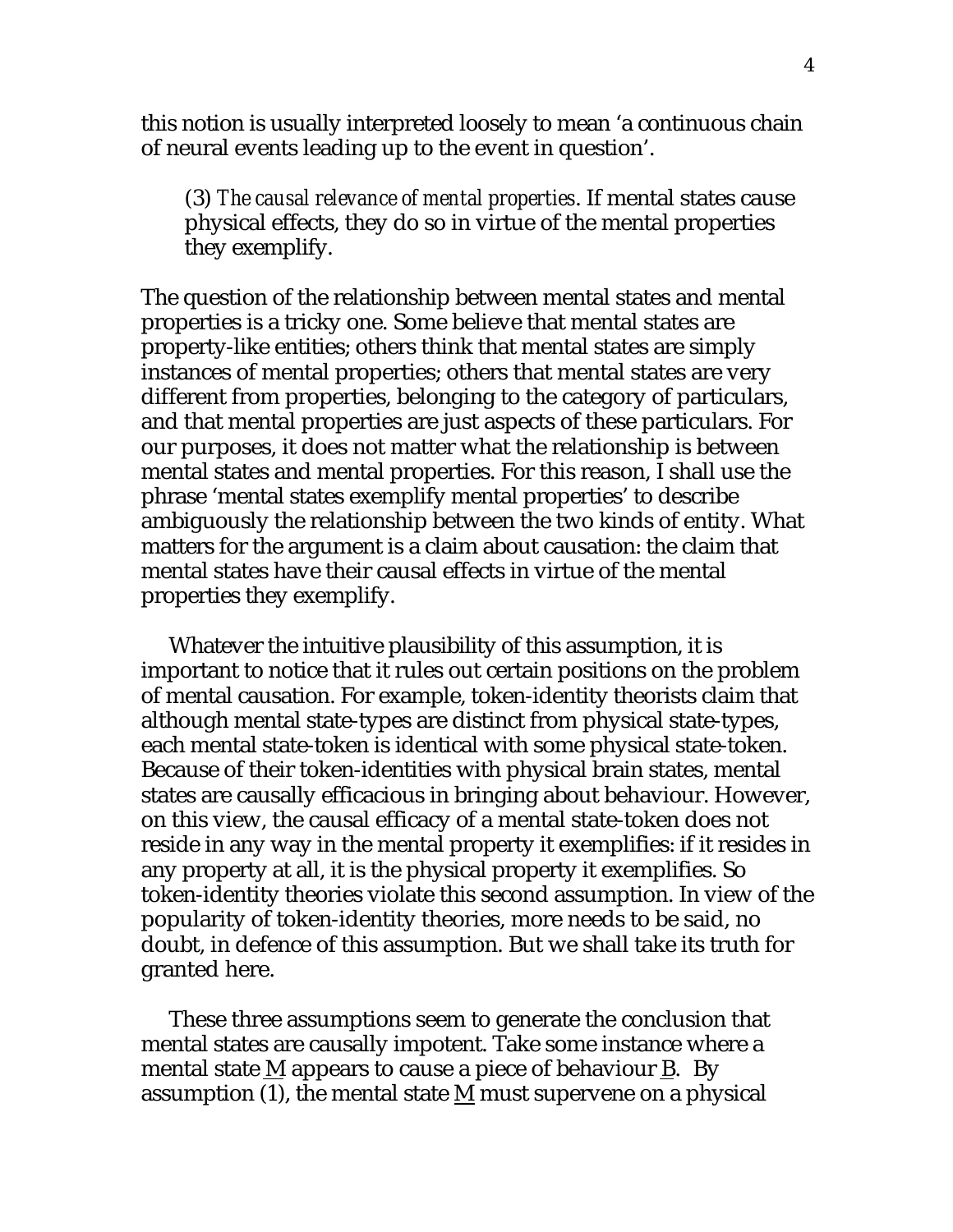this notion is usually interpreted loosely to mean ‘a continuous chain of neural events leading up to the event in question’.

> (3) *The causal relevance of mental properties*. If mental states cause physical effects, they do so in virtue of the mental properties they exemplify.

The question of the relationship between mental states and mental properties is a tricky one. Some believe that mental states are property-like entities; others think that mental states are simply instances of mental properties; others that mental states are very different from properties, belonging to the category of particulars, and that mental properties are just aspects of these particulars. For our purposes, it does not matter what the relationship is between mental states and mental properties. For this reason, I shall use the phrase ‘mental states exemplify mental properties’ to describe ambiguously the relationship between the two kinds of entity. What matters for the argument is a claim about causation: the claim that mental states have their causal effects in virtue of the mental properties they exemplify.

Whatever the intuitive plausibility of this assumption, it is important to notice that it rules out certain positions on the problem of mental causation. For example, token-identity theorists claim that although mental state-types are distinct from physical state-types, each mental state-token is identical with some physical state-token. Because of their token-identities with physical brain states, mental states are causally efficacious in bringing about behaviour. However, on this view, the causal efficacy of a mental state-token does not reside in any way in the mental property it exemplifies: if it resides in any property at all, it is the physical property it exemplifies. So token-identity theories violate this second assumption. In view of the popularity of token-identity theories, more needs to be said, no doubt, in defence of this assumption. But we shall take its truth for granted here.

These three assumptions seem to generate the conclusion that mental states are causally impotent. Take some instance where a mental state M appears to cause a piece of behaviour B. By assumption (1), the mental state M must supervene on a physical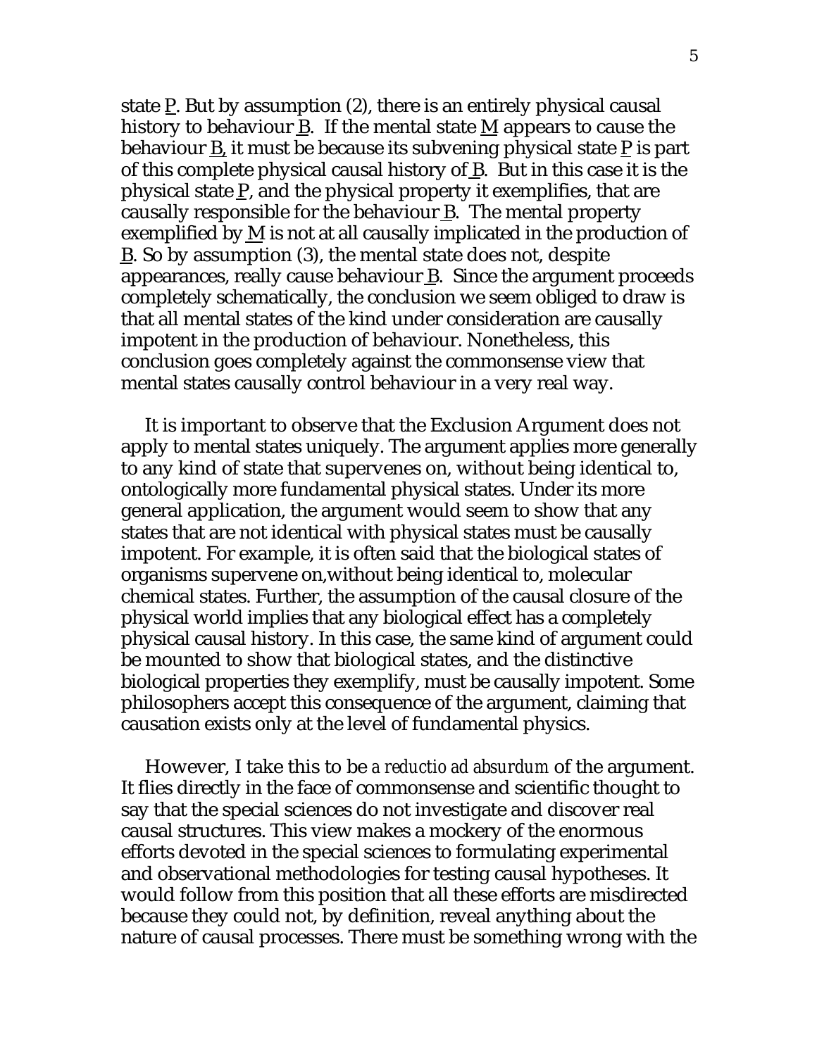state P. But by assumption (2), there is an entirely physical causal history to behaviour B. If the mental state M appears to cause the behaviour B, it must be because its subvening physical state P is part of this complete physical causal history of B. But in this case it is the physical state P, and the physical property it exemplifies, that are causally responsible for the behaviour B. The mental property exemplified by M is not at all causally implicated in the production of B. So by assumption (3), the mental state does not, despite appearances, really cause behaviour B. Since the argument proceeds completely schematically, the conclusion we seem obliged to draw is that all mental states of the kind under consideration are causally impotent in the production of behaviour. Nonetheless, this conclusion goes completely against the commonsense view that mental states causally control behaviour in a very real way.

It is important to observe that the Exclusion Argument does not apply to mental states uniquely. The argument applies more generally to any kind of state that supervenes on, without being identical to, ontologically more fundamental physical states. Under its more general application, the argument would seem to show that any states that are not identical with physical states must be causally impotent. For example, it is often said that the biological states of organisms supervene on,without being identical to, molecular chemical states. Further, the assumption of the causal closure of the physical world implies that any biological effect has a completely physical causal history. In this case, the same kind of argument could be mounted to show that biological states, and the distinctive biological properties they exemplify, must be causally impotent. Some philosophers accept this consequence of the argument, claiming that causation exists only at the level of fundamental physics.

However, I take this to be *a reductio ad absurdum* of the argument. It flies directly in the face of commonsense and scientific thought to say that the special sciences do not investigate and discover real causal structures. This view makes a mockery of the enormous efforts devoted in the special sciences to formulating experimental and observational methodologies for testing causal hypotheses. It would follow from this position that all these efforts are misdirected because they could not, by definition, reveal anything about the nature of causal processes. There must be something wrong with the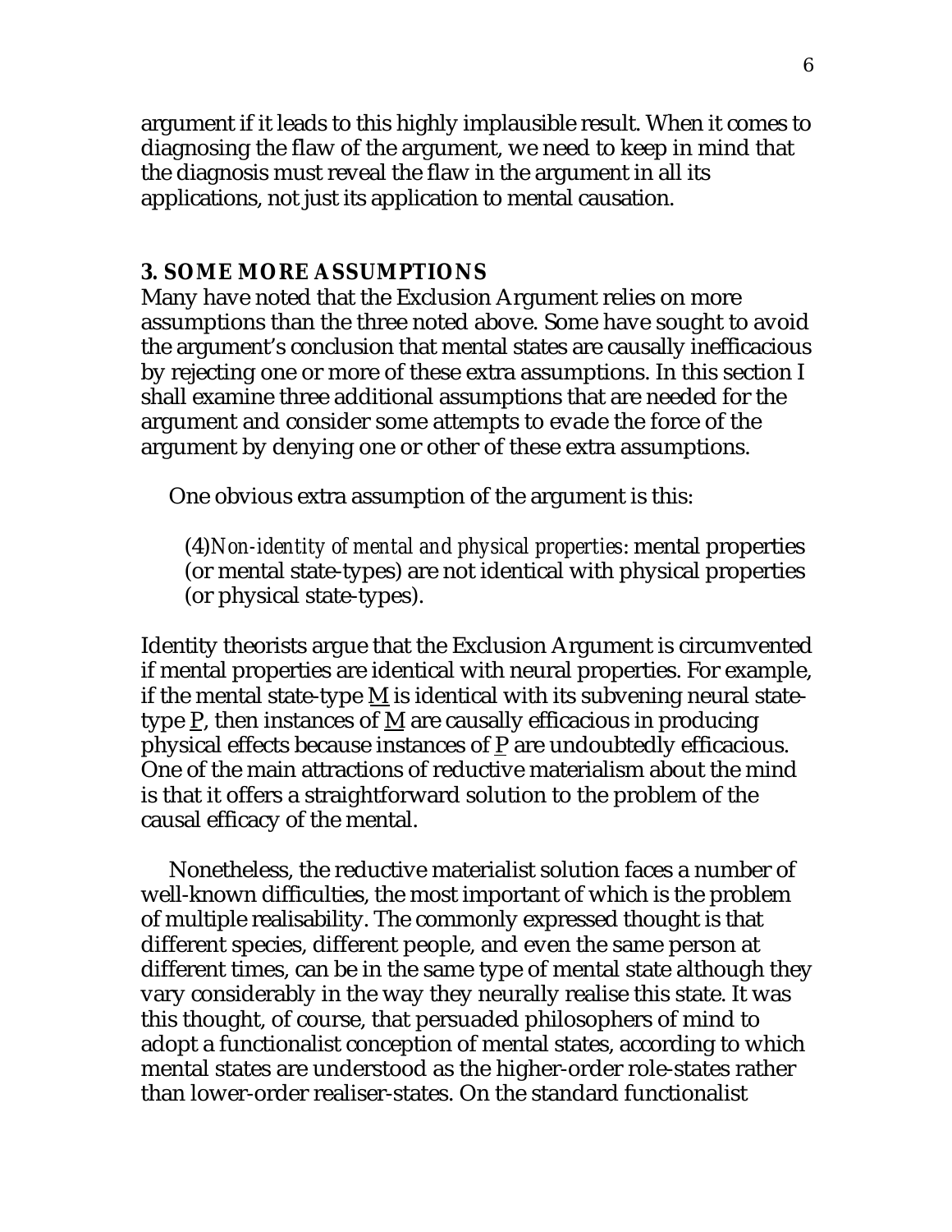argument if it leads to this highly implausible result. When it comes to diagnosing the flaw of the argument, we need to keep in mind that the diagnosis must reveal the flaw in the argument in all its applications, not just its application to mental causation.

## 3. SOME MORE ASSUMPTIONS

Many have noted that the Exclusion Argument relies on more assumptions than the three noted above. Some have sought to avoid the argument's conclusion that mental states are causally inefficacious by rejecting one or more of these extra assumptions. In this section I shall examine three additional assumptions that are needed for the argument and consider some attempts to evade the force of the argument by denying one or other of these extra assumptions.

One obvious extra assumption of the argument is this:

> (4)*Non-identity of mental and physical properties*: mental properties (or mental state-types) are not identical with physical properties (or physical state-types).

Identity theorists argue that the Exclusion Argument is circumvented if mental properties are identical with neural properties. For example, if the mental state-type <u>M</u> is identical with its subvening neural state-type <u>P</u>, then instances of <u>M</u> are causally efficacious in producing physical effects because instances of <u>P</u> are undoubtedly efficacious. One of the main attractions of reductive materialism about the mind is that it offers a straightforward solution to the problem of the causal efficacy of the mental.

Nonetheless, the reductive materialist solution faces a number of well-known difficulties, the most important of which is the problem of multiple realisability. The commonly expressed thought is that different species, different people, and even the same person at different times, can be in the same type of mental state although they vary considerably in the way they neurally realise this state. It was this thought, of course, that persuaded philosophers of mind to adopt a functionalist conception of mental states, according to which mental states are understood as the higher-order role-states rather than lower-order realiser-states. On the standard functionalist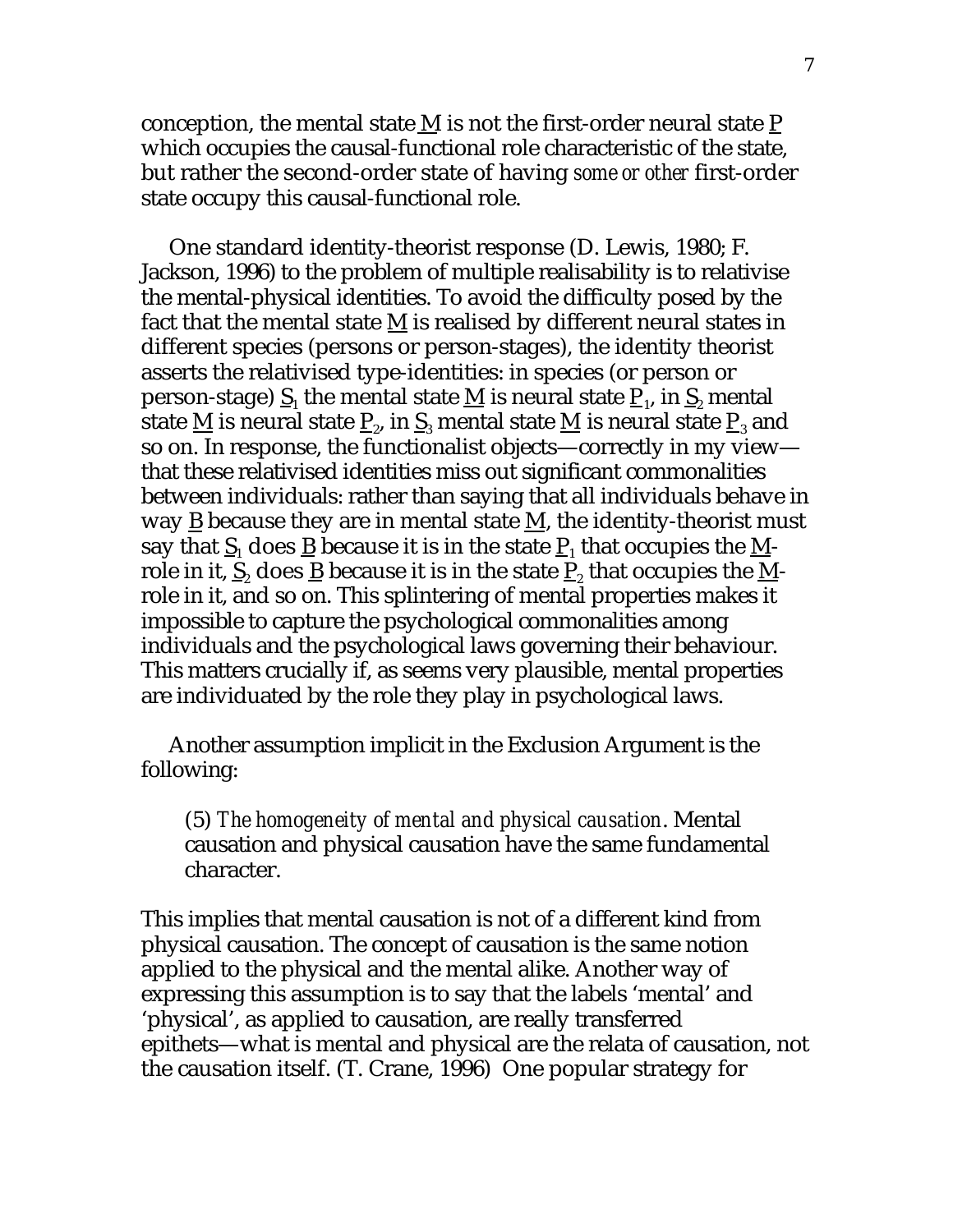conception, the mental state M is not the first-order neural state P which occupies the causal-functional role characteristic of the state, but rather the second-order state of having *some or other* first-order state occupy this causal-functional role.

One standard identity-theorist response (D. Lewis, 1980; F. Jackson, 1996) to the problem of multiple realisability is to relativise the mental-physical identities. To avoid the difficulty posed by the fact that the mental state M is realised by different neural states in different species (persons or person-stages), the identity theorist asserts the relativised type-identities: in species (or person or person-stage) $S_1$ the mental state M is neural state $P_1$, in $S_2$ mental state M is neural state $P_2$, in $S_3$ mental state M is neural state $P_3$ and so on. In response, the functionalist objects—correctly in my view—that these relativised identities miss out significant commonalities between individuals: rather than saying that all individuals behave in way B because they are in mental state M, the identity-theorist must say that $S_1$ does B because it is in the state $P_1$ that occupies the M-role in it, $S_2$ does B because it is in the state $P_2$ that occupies the M-role in it, and so on. This splintering of mental properties makes it impossible to capture the psychological commonalities among individuals and the psychological laws governing their behaviour. This matters crucially if, as seems very plausible, mental properties are individuated by the role they play in psychological laws.

Another assumption implicit in the Exclusion Argument is the following:

> (5) *The homogeneity of mental and physical causation*. Mental causation and physical causation have the same fundamental character.

This implies that mental causation is not of a different kind from physical causation. The concept of causation is the same notion applied to the physical and the mental alike. Another way of expressing this assumption is to say that the labels 'mental' and 'physical', as applied to causation, are really transferred epithets—what is mental and physical are the relata of causation, not the causation itself. (T. Crane, 1996) One popular strategy for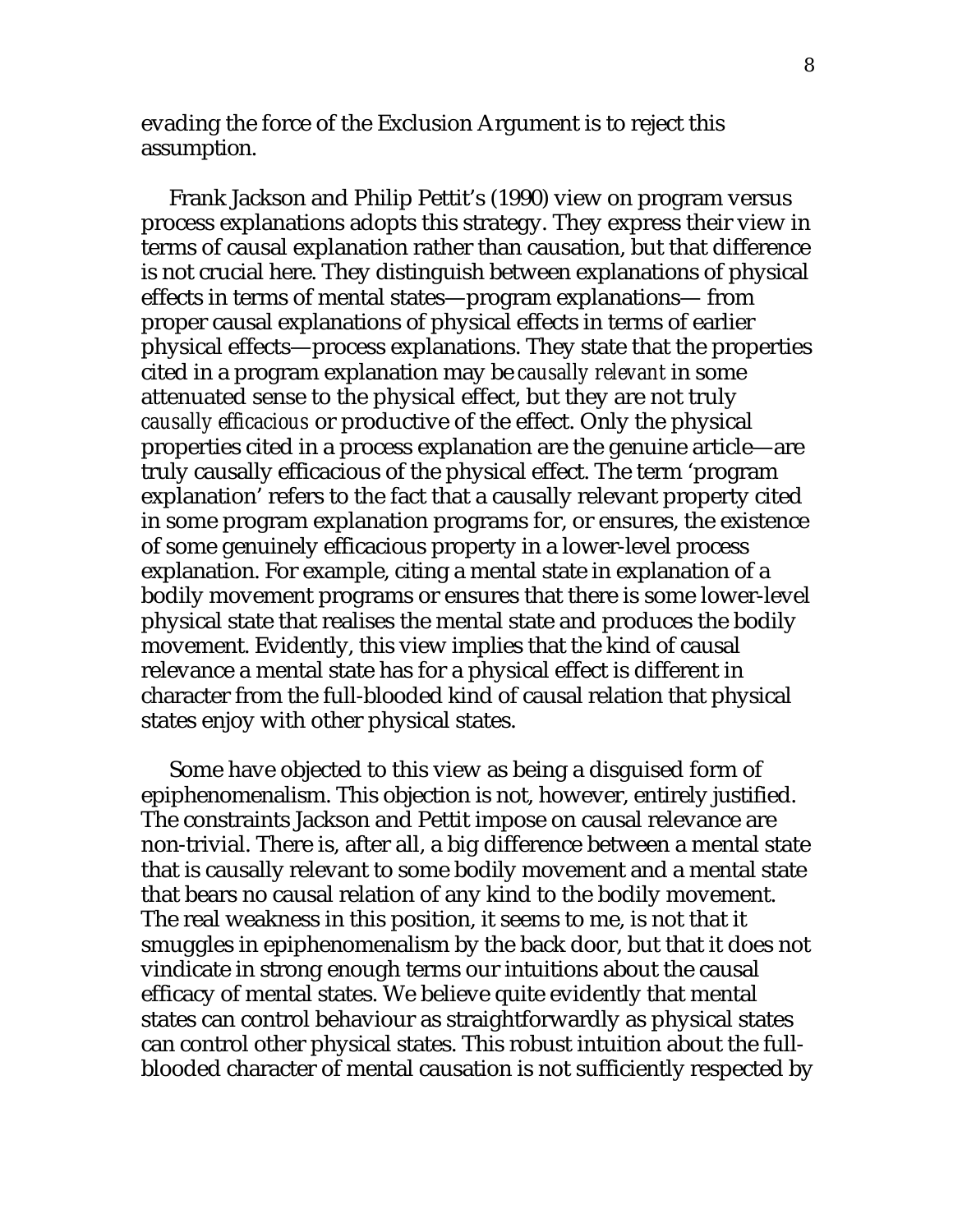evading the force of the Exclusion Argument is to reject this assumption.

Frank Jackson and Philip Pettit's (1990) view on program versus process explanations adopts this strategy. They express their view in terms of causal explanation rather than causation, but that difference is not crucial here. They distinguish between explanations of physical effects in terms of mental states—program explanations— from proper causal explanations of physical effects in terms of earlier physical effects—process explanations. They state that the properties cited in a program explanation may be *causally relevant* in some attenuated sense to the physical effect, but they are not truly *causally efficacious* or productive of the effect. Only the physical properties cited in a process explanation are the genuine article—are truly causally efficacious of the physical effect. The term 'program explanation' refers to the fact that a causally relevant property cited in some program explanation programs for, or ensures, the existence of some genuinely efficacious property in a lower-level process explanation. For example, citing a mental state in explanation of a bodily movement programs or ensures that there is some lower-level physical state that realises the mental state and produces the bodily movement. Evidently, this view implies that the kind of causal relevance a mental state has for a physical effect is different in character from the full-blooded kind of causal relation that physical states enjoy with other physical states.

Some have objected to this view as being a disguised form of epiphenomenalism. This objection is not, however, entirely justified. The constraints Jackson and Pettit impose on causal relevance are non-trivial. There is, after all, a big difference between a mental state that is causally relevant to some bodily movement and a mental state that bears no causal relation of any kind to the bodily movement. The real weakness in this position, it seems to me, is not that it smuggles in epiphenomenalism by the back door, but that it does not vindicate in strong enough terms our intuitions about the causal efficacy of mental states. We believe quite evidently that mental states can control behaviour as straightforwardly as physical states can control other physical states. This robust intuition about the full-blooded character of mental causation is not sufficiently respected by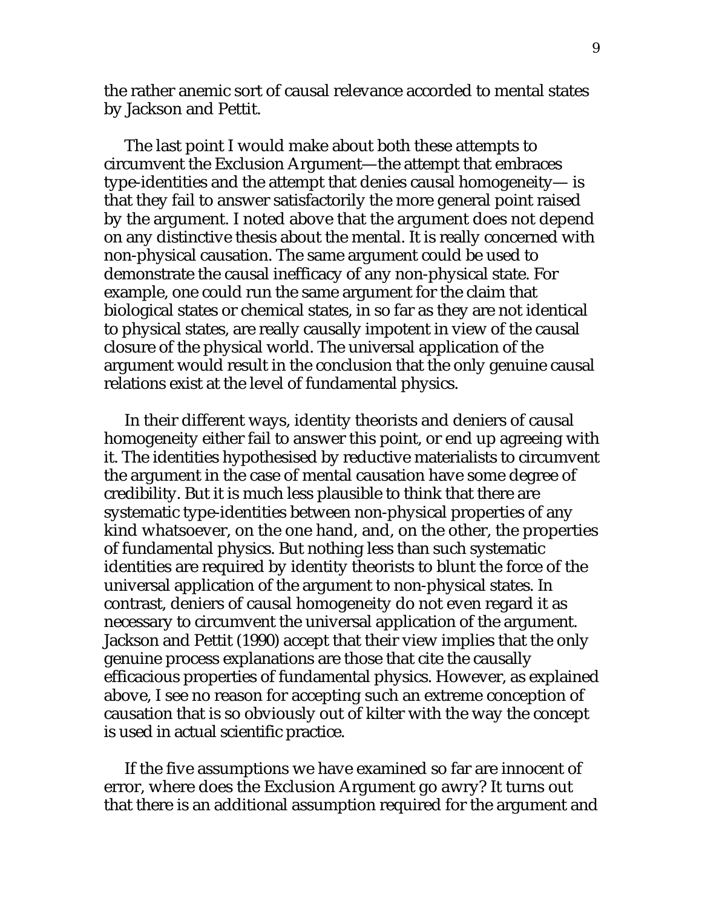the rather anemic sort of causal relevance accorded to mental states by Jackson and Pettit.

The last point I would make about both these attempts to circumvent the Exclusion Argument—the attempt that embraces type-identities and the attempt that denies causal homogeneity— is that they fail to answer satisfactorily the more general point raised by the argument. I noted above that the argument does not depend on any distinctive thesis about the mental. It is really concerned with non-physical causation. The same argument could be used to demonstrate the causal inefficacy of any non-physical state. For example, one could run the same argument for the claim that biological states or chemical states, in so far as they are not identical to physical states, are really causally impotent in view of the causal closure of the physical world. The universal application of the argument would result in the conclusion that the only genuine causal relations exist at the level of fundamental physics.

In their different ways, identity theorists and deniers of causal homogeneity either fail to answer this point, or end up agreeing with it. The identities hypothesised by reductive materialists to circumvent the argument in the case of mental causation have some degree of credibility. But it is much less plausible to think that there are systematic type-identities between non-physical properties of any kind whatsoever, on the one hand, and, on the other, the properties of fundamental physics. But nothing less than such systematic identities are required by identity theorists to blunt the force of the universal application of the argument to non-physical states. In contrast, deniers of causal homogeneity do not even regard it as necessary to circumvent the universal application of the argument. Jackson and Pettit (1990) accept that their view implies that the only genuine process explanations are those that cite the causally efficacious properties of fundamental physics. However, as explained above, I see no reason for accepting such an extreme conception of causation that is so obviously out of kilter with the way the concept is used in actual scientific practice.

If the five assumptions we have examined so far are innocent of error, where does the Exclusion Argument go awry? It turns out that there is an additional assumption required for the argument and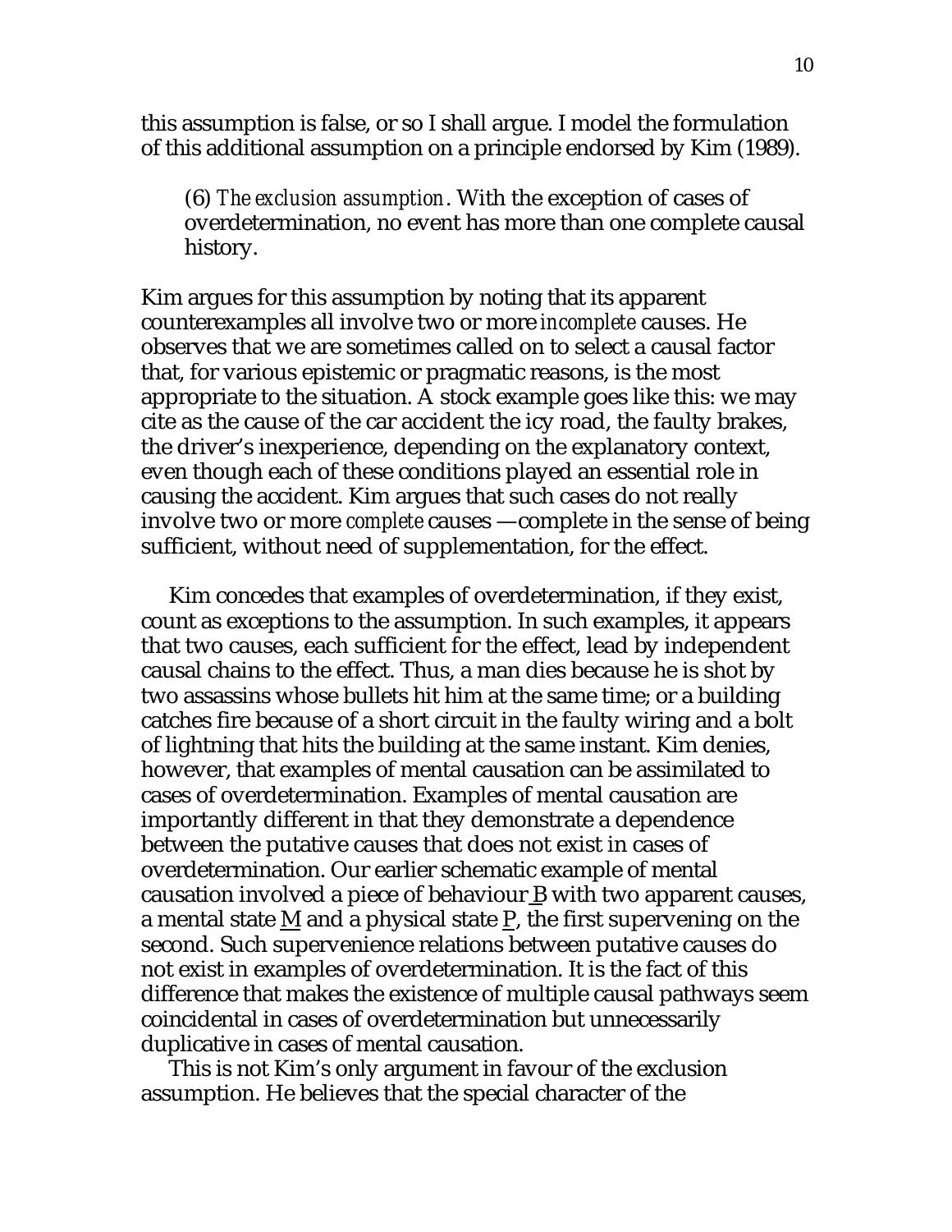this assumption is false, or so I shall argue. I model the formulation of this additional assumption on a principle endorsed by Kim (1989).

> (6) *The exclusion assumption*. With the exception of cases of overdetermination, no event has more than one complete causal history.

Kim argues for this assumption by noting that its apparent counterexamples all involve two or more *incomplete* causes. He observes that we are sometimes called on to select a causal factor that, for various epistemic or pragmatic reasons, is the most appropriate to the situation. A stock example goes like this: we may cite as the cause of the car accident the icy road, the faulty brakes, the driver's inexperience, depending on the explanatory context, even though each of these conditions played an essential role in causing the accident. Kim argues that such cases do not really involve two or more *complete* causes —complete in the sense of being sufficient, without need of supplementation, for the effect.

Kim concedes that examples of overdetermination, if they exist, count as exceptions to the assumption. In such examples, it appears that two causes, each sufficient for the effect, lead by independent causal chains to the effect. Thus, a man dies because he is shot by two assassins whose bullets hit him at the same time; or a building catches fire because of a short circuit in the faulty wiring and a bolt of lightning that hits the building at the same instant. Kim denies, however, that examples of mental causation can be assimilated to cases of overdetermination. Examples of mental causation are importantly different in that they demonstrate a dependence between the putative causes that does not exist in cases of overdetermination. Our earlier schematic example of mental causation involved a piece of behaviour B with two apparent causes, a mental state M and a physical state P, the first supervening on the second. Such supervenience relations between putative causes do not exist in examples of overdetermination. It is the fact of this difference that makes the existence of multiple causal pathways seem coincidental in cases of overdetermination but unnecessarily duplicative in cases of mental causation.

This is not Kim's only argument in favour of the exclusion assumption. He believes that the special character of the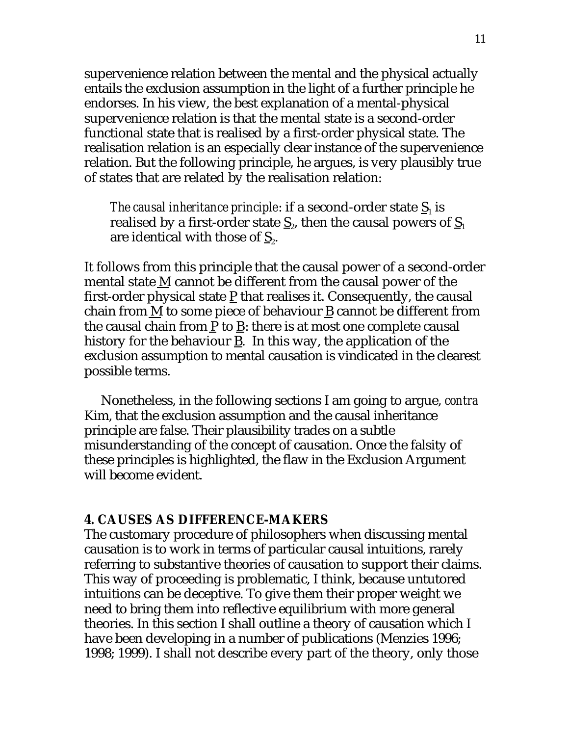supervenience relation between the mental and the physical actually entails the exclusion assumption in the light of a further principle he endorses. In his view, the best explanation of a mental-physical supervenience relation is that the mental state is a second-order functional state that is realised by a first-order physical state. The realisation relation is an especially clear instance of the supervenience relation. But the following principle, he argues, is very plausibly true of states that are related by the realisation relation:

> *The causal inheritance principle*: if a second-order state $\underline{S}_1$ is realised by a first-order state $\underline{S}_2$, then the causal powers of $\underline{S}_1$ are identical with those of $\underline{S}_2$.

It follows from this principle that the causal power of a second-order mental state $\underline{M}$ cannot be different from the causal power of the first-order physical state $\underline{P}$ that realises it. Consequently, the causal chain from $\underline{M}$ to some piece of behaviour $\underline{B}$ cannot be different from the causal chain from $\underline{P}$ to $\underline{B}$: there is at most one complete causal history for the behaviour $\underline{B}$. In this way, the application of the exclusion assumption to mental causation is vindicated in the clearest possible terms.

Nonetheless, in the following sections I am going to argue, *contra* Kim, that the exclusion assumption and the causal inheritance principle are false. Their plausibility trades on a subtle misunderstanding of the concept of causation. Once the falsity of these principles is highlighted, the flaw in the Exclusion Argument will become evident.

## 4. CAUSES AS DIFFERENCE-MAKERS

The customary procedure of philosophers when discussing mental causation is to work in terms of particular causal intuitions, rarely referring to substantive theories of causation to support their claims. This way of proceeding is problematic, I think, because untutored intuitions can be deceptive. To give them their proper weight we need to bring them into reflective equilibrium with more general theories. In this section I shall outline a theory of causation which I have been developing in a number of publications (Menzies 1996; 1998; 1999). I shall not describe every part of the theory, only those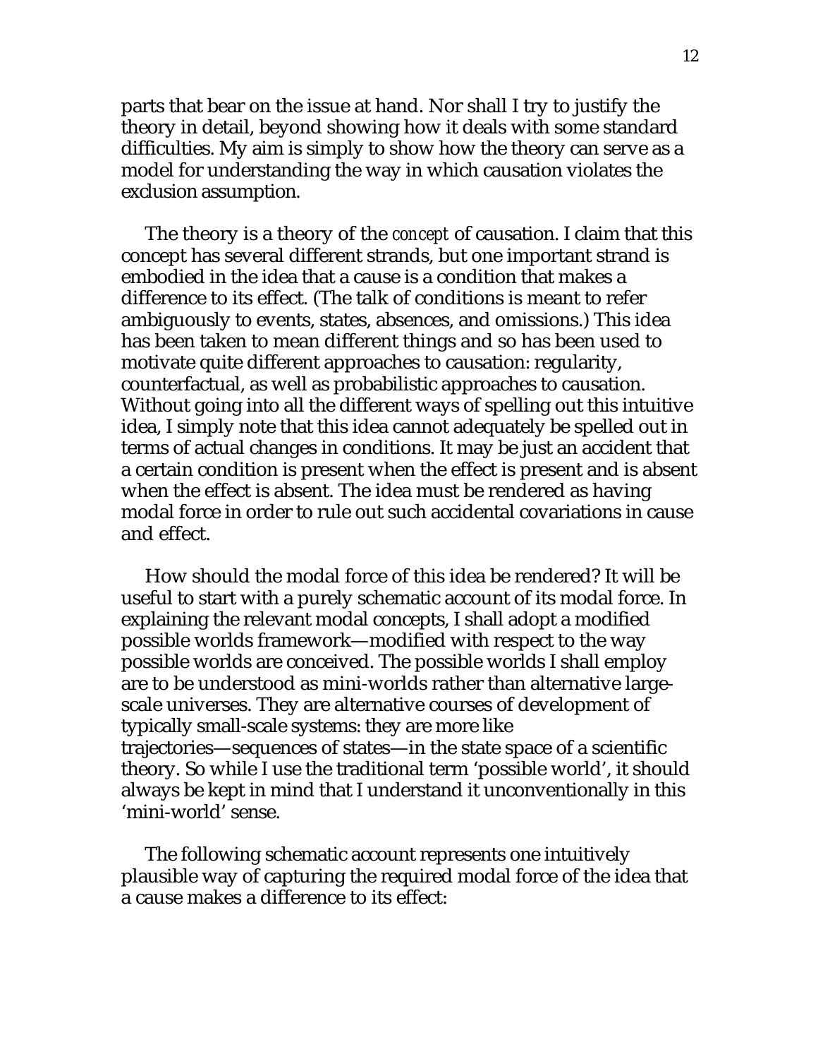parts that bear on the issue at hand. Nor shall I try to justify the theory in detail, beyond showing how it deals with some standard difficulties. My aim is simply to show how the theory can serve as a model for understanding the way in which causation violates the exclusion assumption.

The theory is a theory of the *concept* of causation. I claim that this concept has several different strands, but one important strand is embodied in the idea that a cause is a condition that makes a difference to its effect. (The talk of conditions is meant to refer ambiguously to events, states, absences, and omissions.) This idea has been taken to mean different things and so has been used to motivate quite different approaches to causation: regularity, counterfactual, as well as probabilistic approaches to causation. Without going into all the different ways of spelling out this intuitive idea, I simply note that this idea cannot adequately be spelled out in terms of actual changes in conditions. It may be just an accident that a certain condition is present when the effect is present and is absent when the effect is absent. The idea must be rendered as having modal force in order to rule out such accidental covariations in cause and effect.

How should the modal force of this idea be rendered? It will be useful to start with a purely schematic account of its modal force. In explaining the relevant modal concepts, I shall adopt a modified possible worlds framework—modified with respect to the way possible worlds are conceived. The possible worlds I shall employ are to be understood as mini-worlds rather than alternative large-scale universes. They are alternative courses of development of typically small-scale systems: they are more like trajectories—sequences of states—in the state space of a scientific theory. So while I use the traditional term 'possible world', it should always be kept in mind that I understand it unconventionally in this 'mini-world' sense.

The following schematic account represents one intuitively plausible way of capturing the required modal force of the idea that a cause makes a difference to its effect: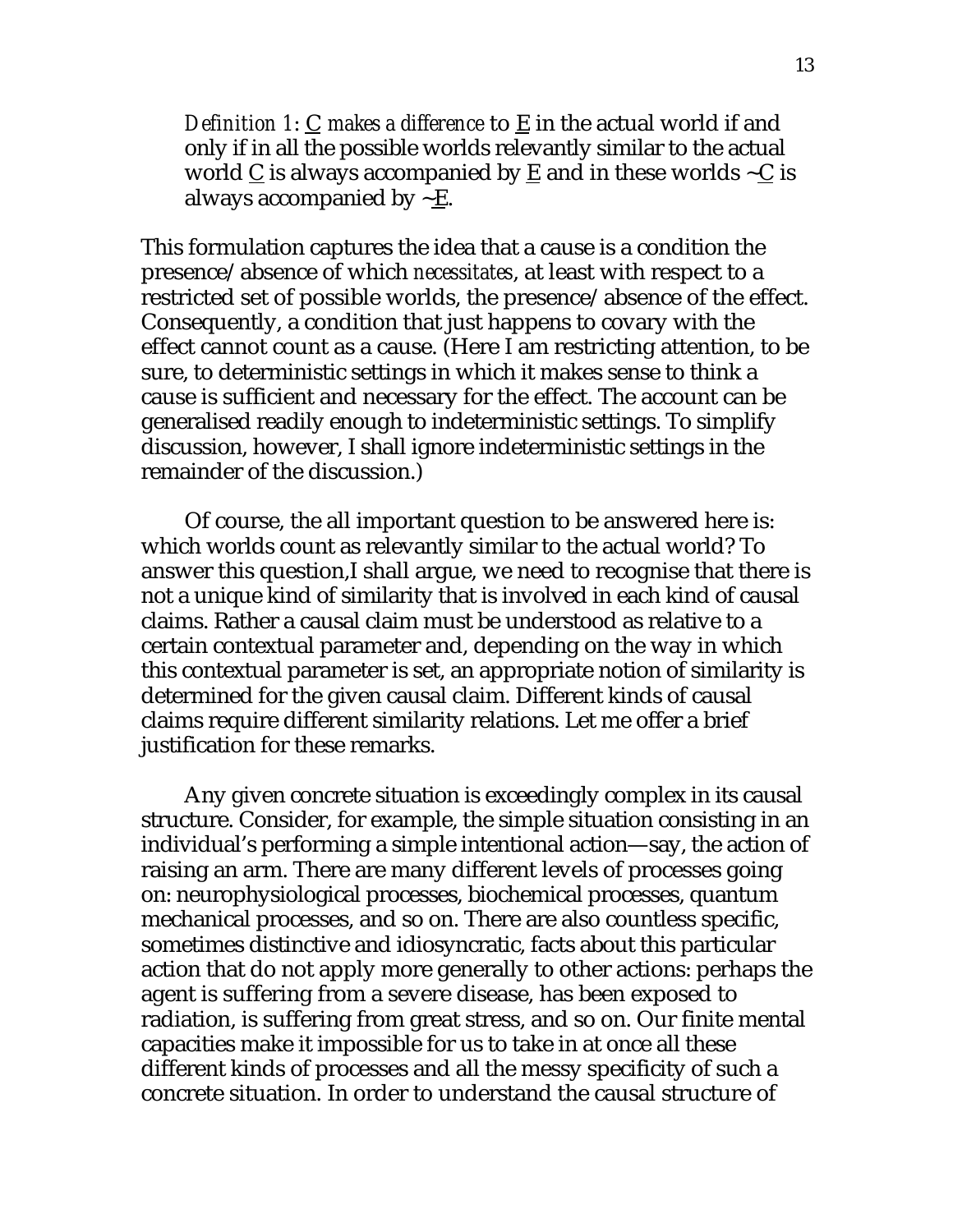*Definition 1*: C *makes a difference* to E in the actual world if and only if in all the possible worlds relevantly similar to the actual world C is always accompanied by E and in these worlds ~C is always accompanied by ~E.

This formulation captures the idea that a cause is a condition the presence/absence of which *necessitates*, at least with respect to a restricted set of possible worlds, the presence/absence of the effect. Consequently, a condition that just happens to covary with the effect cannot count as a cause. (Here I am restricting attention, to be sure, to deterministic settings in which it makes sense to think a cause is sufficient and necessary for the effect. The account can be generalised readily enough to indeterministic settings. To simplify discussion, however, I shall ignore indeterministic settings in the remainder of the discussion.)

Of course, the all important question to be answered here is: which worlds count as relevantly similar to the actual world? To answer this question,I shall argue, we need to recognise that there is not a unique kind of similarity that is involved in each kind of causal claims. Rather a causal claim must be understood as relative to a certain contextual parameter and, depending on the way in which this contextual parameter is set, an appropriate notion of similarity is determined for the given causal claim. Different kinds of causal claims require different similarity relations. Let me offer a brief justification for these remarks.

Any given concrete situation is exceedingly complex in its causal structure. Consider, for example, the simple situation consisting in an individual's performing a simple intentional action—say, the action of raising an arm. There are many different levels of processes going on: neurophysiological processes, biochemical processes, quantum mechanical processes, and so on. There are also countless specific, sometimes distinctive and idiosyncratic, facts about this particular action that do not apply more generally to other actions: perhaps the agent is suffering from a severe disease, has been exposed to radiation, is suffering from great stress, and so on. Our finite mental capacities make it impossible for us to take in at once all these different kinds of processes and all the messy specificity of such a concrete situation. In order to understand the causal structure of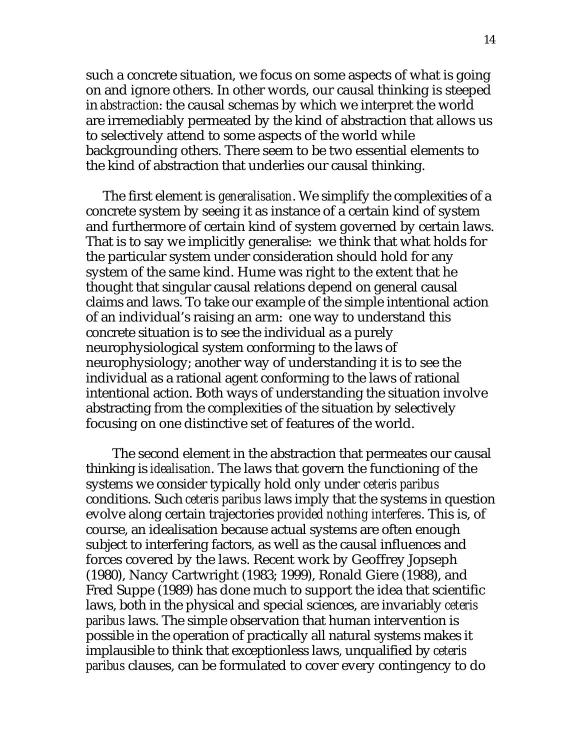such a concrete situation, we focus on some aspects of what is going on and ignore others. In other words, our causal thinking is steeped in *abstraction*: the causal schemas by which we interpret the world are irremediably permeated by the kind of abstraction that allows us to selectively attend to some aspects of the world while backgrounding others. There seem to be two essential elements to the kind of abstraction that underlies our causal thinking.

The first element is *generalisation*. We simplify the complexities of a concrete system by seeing it as instance of a certain kind of system and furthermore of certain kind of system governed by certain laws. That is to say we implicitly generalise: we think that what holds for the particular system under consideration should hold for any system of the same kind. Hume was right to the extent that he thought that singular causal relations depend on general causal claims and laws. To take our example of the simple intentional action of an individual's raising an arm: one way to understand this concrete situation is to see the individual as a purely neurophysiological system conforming to the laws of neurophysiology; another way of understanding it is to see the individual as a rational agent conforming to the laws of rational intentional action. Both ways of understanding the situation involve abstracting from the complexities of the situation by selectively focusing on one distinctive set of features of the world.

The second element in the abstraction that permeates our causal thinking is *idealisation*. The laws that govern the functioning of the systems we consider typically hold only under *ceteris paribus* conditions. Such *ceteris paribus* laws imply that the systems in question evolve along certain trajectories *provided nothing interferes*. This is, of course, an idealisation because actual systems are often enough subject to interfering factors, as well as the causal influences and forces covered by the laws. Recent work by Geoffrey Jopseph (1980), Nancy Cartwright (1983; 1999), Ronald Giere (1988), and Fred Suppe (1989) has done much to support the idea that scientific laws, both in the physical and special sciences, are invariably *ceteris paribus* laws. The simple observation that human intervention is possible in the operation of practically all natural systems makes it implausible to think that exceptionless laws, unqualified by *ceteris paribus* clauses, can be formulated to cover every contingency to do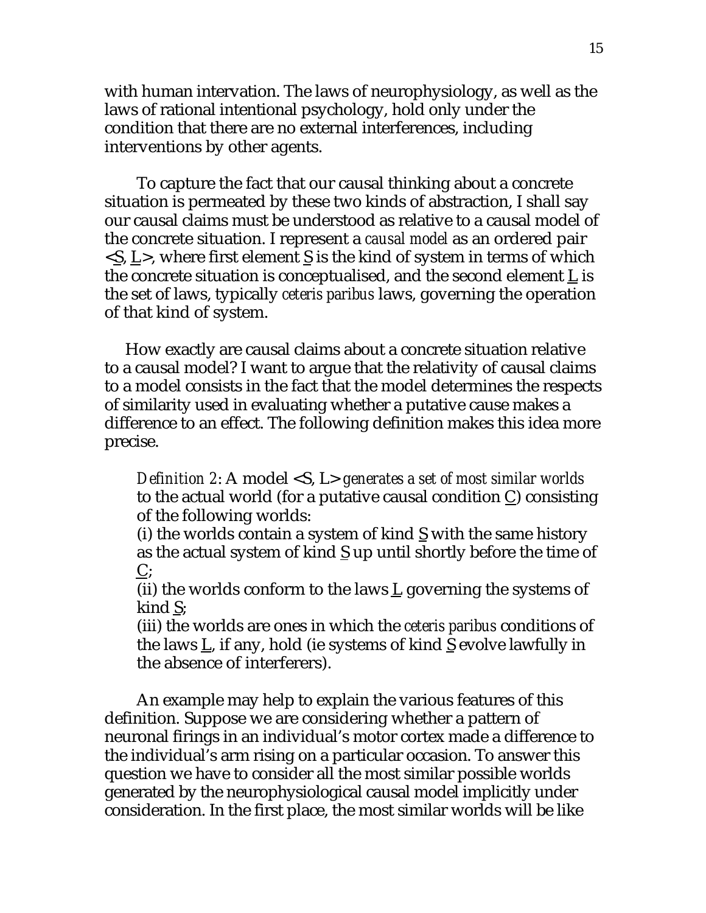with human intervation. The laws of neurophysiology, as well as the laws of rational intentional psychology, hold only under the condition that there are no external interferences, including interventions by other agents.

To capture the fact that our causal thinking about a concrete situation is permeated by these two kinds of abstraction, I shall say our causal claims must be understood as relative to a causal model of the concrete situation. I represent a *causal model* as an ordered pair <S, L>, where first element S is the kind of system in terms of which the concrete situation is conceptualised, and the second element L is the set of laws, typically *ceteris paribus* laws, governing the operation of that kind of system.

How exactly are causal claims about a concrete situation relative to a causal model? I want to argue that the relativity of causal claims to a model consists in the fact that the model determines the respects of similarity used in evaluating whether a putative cause makes a difference to an effect. The following definition makes this idea more precise.

> *Definition 2*: A model <S, L> *generates a set of most similar worlds* to the actual world (for a putative causal condition C) consisting of the following worlds:
> (i) the worlds contain a system of kind S with the same history as the actual system of kind S up until shortly before the time of C;
> (ii) the worlds conform to the laws L governing the systems of kind S;
> (iii) the worlds are ones in which the *ceteris paribus* conditions of the laws L, if any, hold (ie systems of kind S evolve lawfully in the absence of interferers).

An example may help to explain the various features of this definition. Suppose we are considering whether a pattern of neuronal firings in an individual's motor cortex made a difference to the individual's arm rising on a particular occasion. To answer this question we have to consider all the most similar possible worlds generated by the neurophysiological causal model implicitly under consideration. In the first place, the most similar worlds will be like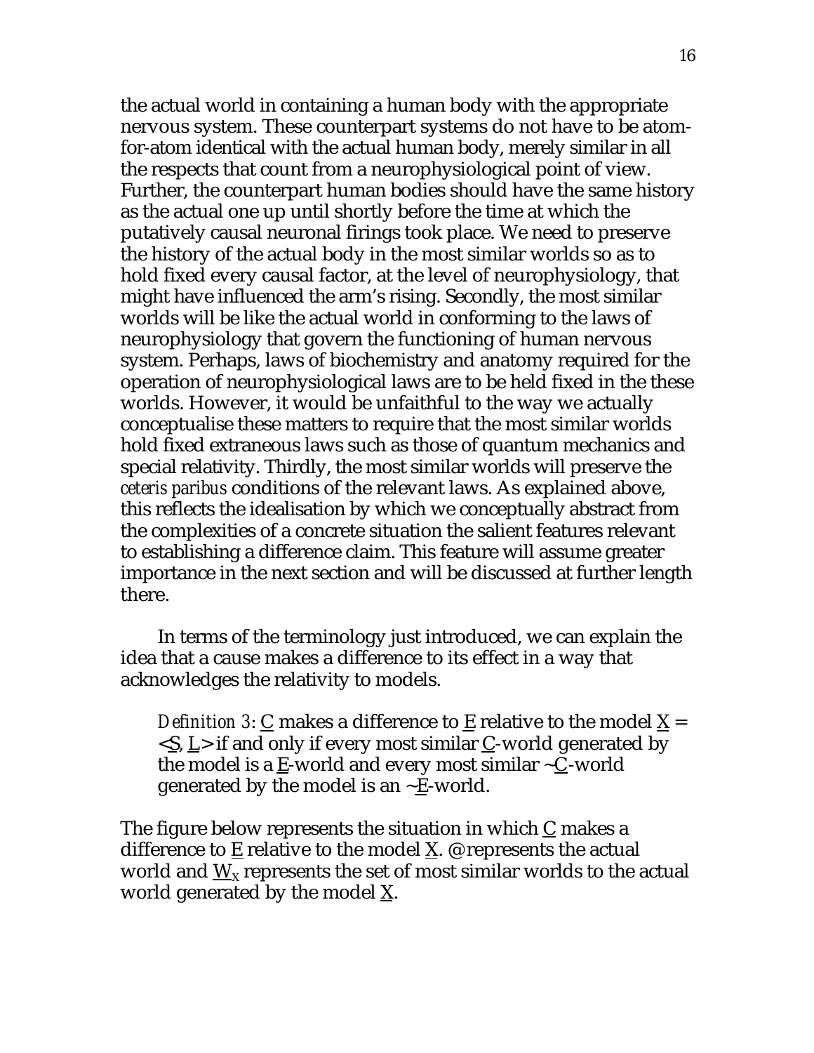the actual world in containing a human body with the appropriate nervous system. These counterpart systems do not have to be atom-for-atom identical with the actual human body, merely similar in all the respects that count from a neurophysiological point of view. Further, the counterpart human bodies should have the same history as the actual one up until shortly before the time at which the putatively causal neuronal firings took place. We need to preserve the history of the actual body in the most similar worlds so as to hold fixed every causal factor, at the level of neurophysiology, that might have influenced the arm's rising. Secondly, the most similar worlds will be like the actual world in conforming to the laws of neurophysiology that govern the functioning of human nervous system. Perhaps, laws of biochemistry and anatomy required for the operation of neurophysiological laws are to be held fixed in the these worlds. However, it would be unfaithful to the way we actually conceptualise these matters to require that the most similar worlds hold fixed extraneous laws such as those of quantum mechanics and special relativity. Thirdly, the most similar worlds will preserve the *ceteris paribus* conditions of the relevant laws. As explained above, this reflects the idealisation by which we conceptually abstract from the complexities of a concrete situation the salient features relevant to establishing a difference claim. This feature will assume greater importance in the next section and will be discussed at further length there.

In terms of the terminology just introduced, we can explain the idea that a cause makes a difference to its effect in a way that acknowledges the relativity to models.

> *Definition 3*: <u>C</u> makes a difference to <u>E</u> relative to the model <u>X</u> = <<u>S</u>, <u>L</u>> if and only if every most similar <u>C</u>-world generated by the model is a <u>E</u>-world and every most similar ~<u>C</u>-world generated by the model is an ~<u>E</u>-world.

The figure below represents the situation in which <u>C</u> makes a difference to <u>E</u> relative to the model <u>X</u>. @ represents the actual world and $\underline{W}_X$ represents the set of most similar worlds to the actual world generated by the model <u>X</u>.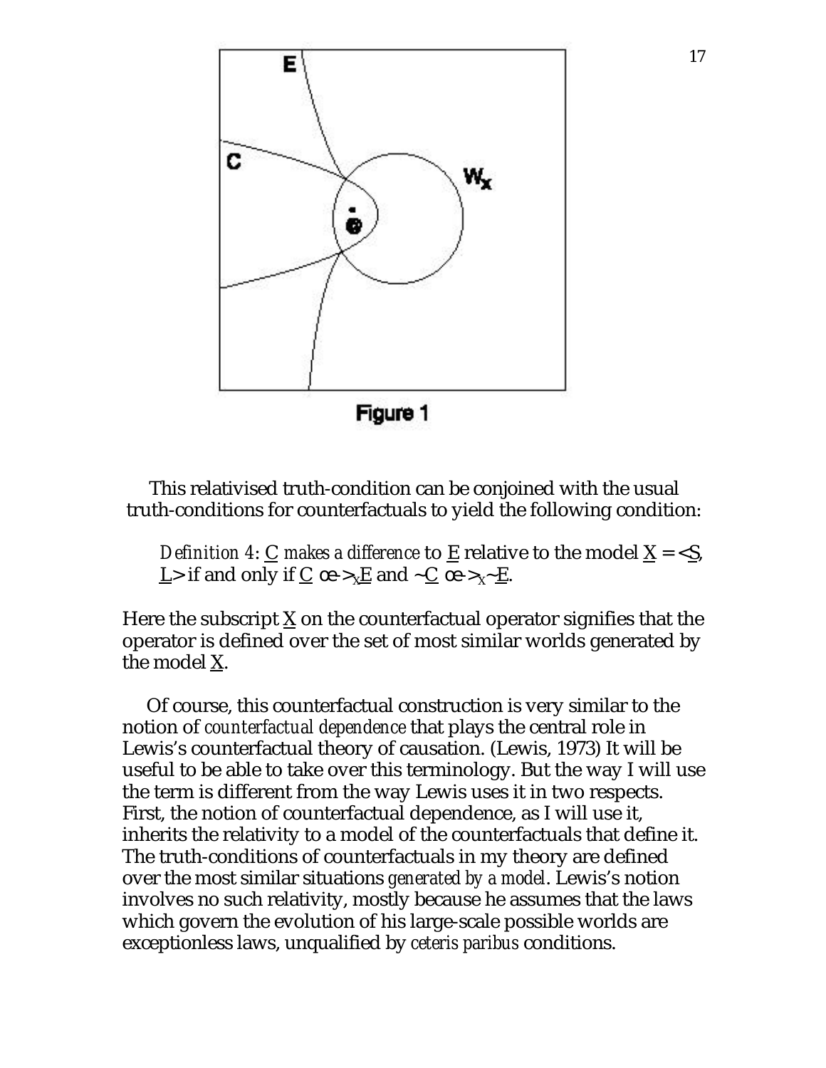Figure 1

This relativised truth-condition can be conjoined with the usual truth-conditions for counterfactuals to yield the following condition:

> *Definition 4*: C *makes a difference* to E relative to the model X = <S, L> if and only if C œ->$_X$E and ~C œ->$_X$~E.

Here the subscript X on the counterfactual operator signifies that the operator is defined over the set of most similar worlds generated by the model X.

Of course, this counterfactual construction is very similar to the notion of *counterfactual dependence* that plays the central role in Lewis's counterfactual theory of causation. (Lewis, 1973) It will be useful to be able to take over this terminology. But the way I will use the term is different from the way Lewis uses it in two respects. First, the notion of counterfactual dependence, as I will use it, inherits the relativity to a model of the counterfactuals that define it. The truth-conditions of counterfactuals in my theory are defined over the most similar situations *generated by a model*. Lewis's notion involves no such relativity, mostly because he assumes that the laws which govern the evolution of his large-scale possible worlds are exceptionless laws, unqualified by *ceteris paribus* conditions.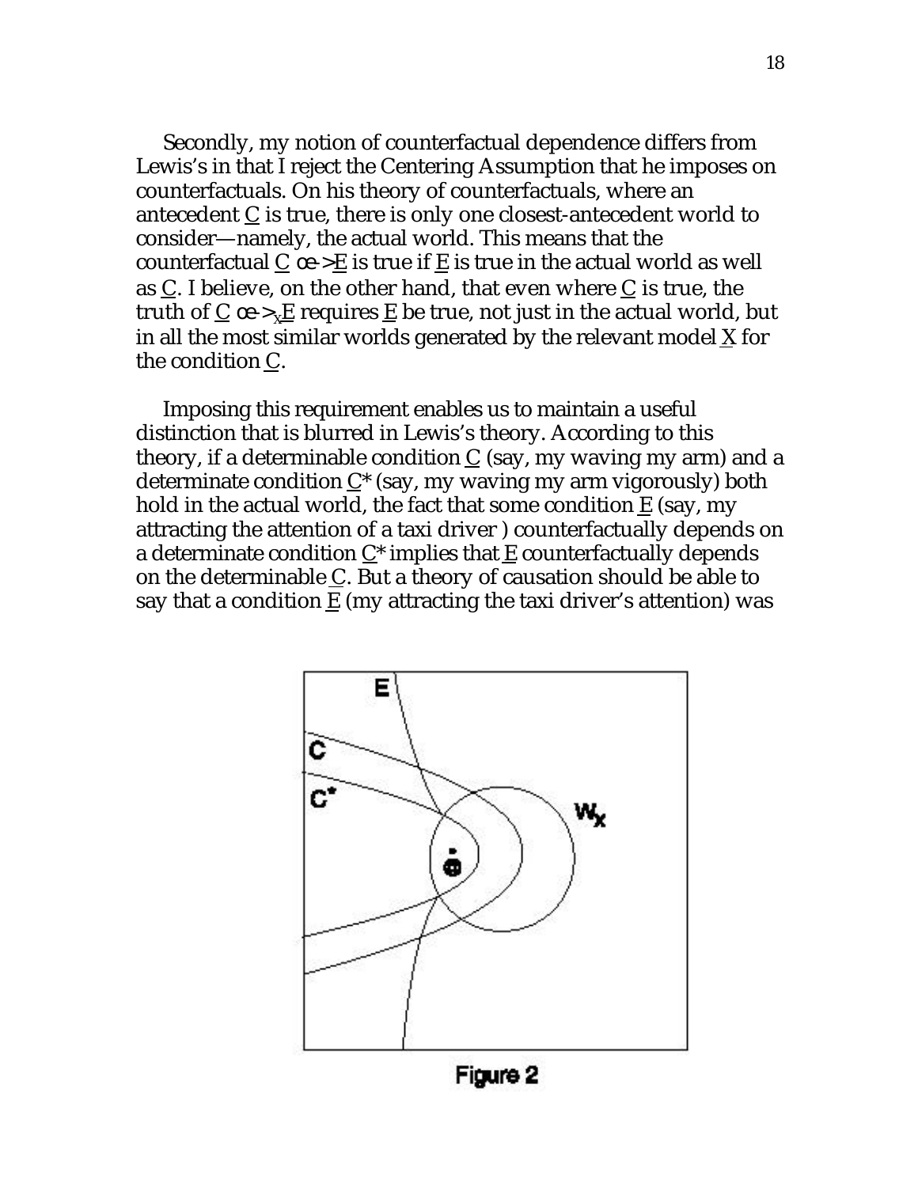Secondly, my notion of counterfactual dependence differs from Lewis's in that I reject the Centering Assumption that he imposes on counterfactuals. On his theory of counterfactuals, where an antecedent C is true, there is only one closest-antecedent world to consider—namely, the actual world. This means that the counterfactual C œ->E is true if E is true in the actual world as well as C. I believe, on the other hand, that even where C is true, the truth of C œ->$_X$E requires E be true, not just in the actual world, but in all the most similar worlds generated by the relevant model X for the condition C.

Imposing this requirement enables us to maintain a useful distinction that is blurred in Lewis's theory. According to this theory, if a determinable condition C (say, my waving my arm) and a determinate condition C* (say, my waving my arm vigorously) both hold in the actual world, the fact that some condition E (say, my attracting the attention of a taxi driver ) counterfactually depends on a determinate condition C* implies that E counterfactually depends on the determinable C. But a theory of causation should be able to say that a condition E (my attracting the taxi driver's attention) was

Figure 2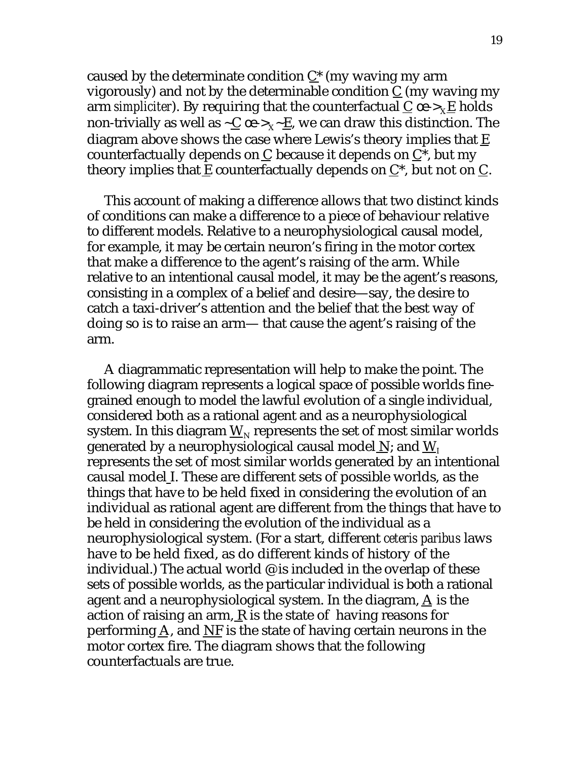caused by the determinate condition C* (my waving my arm vigorously) and not by the determinable condition C (my waving my arm *simpliciter*). By requiring that the counterfactual C œ->$_X$ E holds non-trivially as well as ~C œ->$_X$ ~E, we can draw this distinction. The diagram above shows the case where Lewis's theory implies that E counterfactually depends on C because it depends on C*, but my theory implies that E counterfactually depends on C*, but not on C.

This account of making a difference allows that two distinct kinds of conditions can make a difference to a piece of behaviour relative to different models. Relative to a neurophysiological causal model, for example, it may be certain neuron's firing in the motor cortex that make a difference to the agent's raising of the arm. While relative to an intentional causal model, it may be the agent's reasons, consisting in a complex of a belief and desire—say, the desire to catch a taxi-driver's attention and the belief that the best way of doing so is to raise an arm— that cause the agent's raising of the arm.

A diagrammatic representation will help to make the point. The following diagram represents a logical space of possible worlds fine-grained enough to model the lawful evolution of a single individual, considered both as a rational agent and as a neurophysiological system. In this diagram $W_N$ represents the set of most similar worlds generated by a neurophysiological causal model N; and $W_I$ represents the set of most similar worlds generated by an intentional causal model I. These are different sets of possible worlds, as the things that have to be held fixed in considering the evolution of an individual as rational agent are different from the things that have to be held in considering the evolution of the individual as a neurophysiological system. (For a start, different *ceteris paribus* laws have to be held fixed, as do different kinds of history of the individual.) The actual world @ is included in the overlap of these sets of possible worlds, as the particular individual is both a rational agent and a neurophysiological system. In the diagram, A is the action of raising an arm, R is the state of having reasons for performing A, and NF is the state of having certain neurons in the motor cortex fire. The diagram shows that the following counterfactuals are true.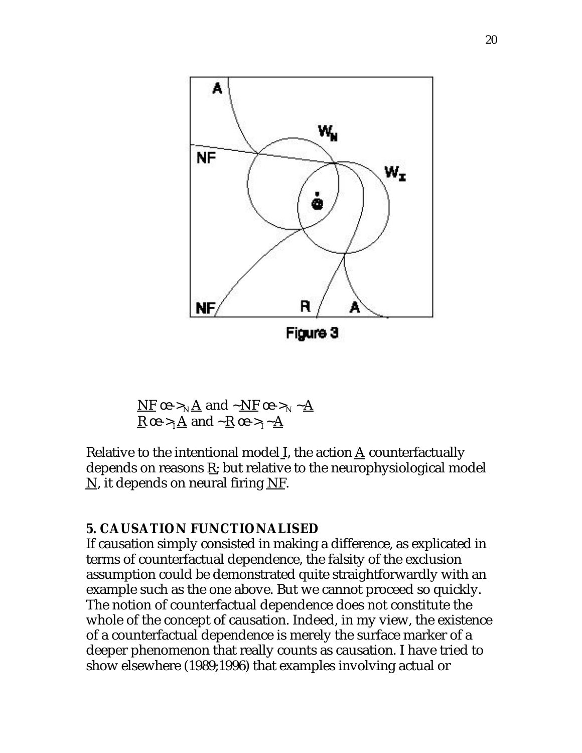Figure 3

$\underline{NF} \square\!\!\rightarrow_N \underline{A}$ and $\sim\underline{NF} \square\!\!\rightarrow_N \sim\underline{A}$
$\underline{R} \square\!\!\rightarrow_I \underline{A}$ and $\sim\underline{R} \square\!\!\rightarrow_I \sim\underline{A}$

Relative to the intentional model I, the action A counterfactually depends on reasons R; but relative to the neurophysiological model N, it depends on neural firing NF.

## 5. CAUSATION FUNCTIONALISED

If causation simply consisted in making a difference, as explicated in terms of counterfactual dependence, the falsity of the exclusion assumption could be demonstrated quite straightforwardly with an example such as the one above. But we cannot proceed so quickly. The notion of counterfactual dependence does not constitute the whole of the concept of causation. Indeed, in my view, the existence of a counterfactual dependence is merely the surface marker of a deeper phenomenon that really counts as causation. I have tried to show elsewhere (1989;1996) that examples involving actual or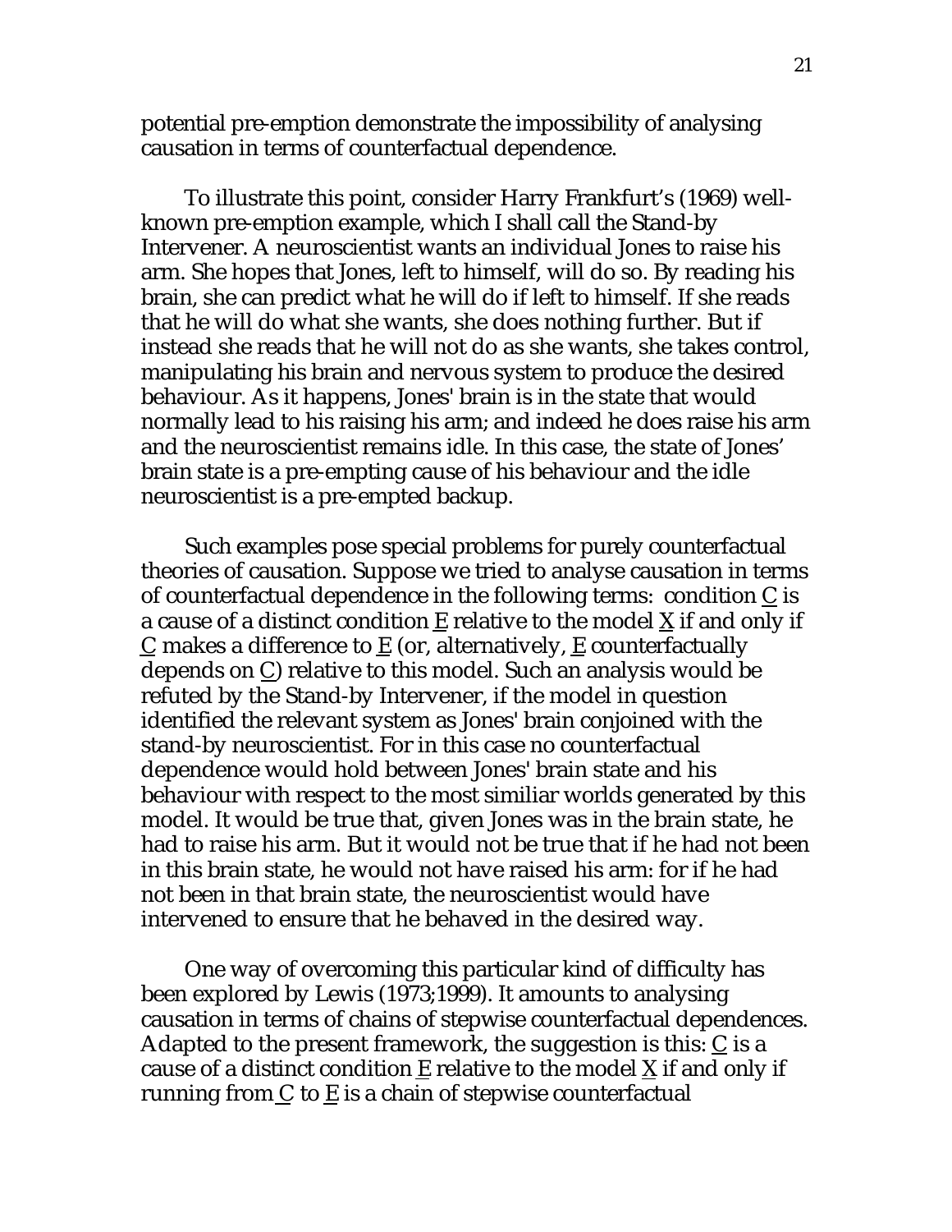potential pre-emption demonstrate the impossibility of analysing causation in terms of counterfactual dependence.

To illustrate this point, consider Harry Frankfurt's (1969) well-known pre-emption example, which I shall call the Stand-by Intervener. A neuroscientist wants an individual Jones to raise his arm. She hopes that Jones, left to himself, will do so. By reading his brain, she can predict what he will do if left to himself. If she reads that he will do what she wants, she does nothing further. But if instead she reads that he will not do as she wants, she takes control, manipulating his brain and nervous system to produce the desired behaviour. As it happens, Jones' brain is in the state that would normally lead to his raising his arm; and indeed he does raise his arm and the neuroscientist remains idle. In this case, the state of Jones' brain state is a pre-empting cause of his behaviour and the idle neuroscientist is a pre-empted backup.

Such examples pose special problems for purely counterfactual theories of causation. Suppose we tried to analyse causation in terms of counterfactual dependence in the following terms: condition C is a cause of a distinct condition E relative to the model X if and only if C makes a difference to E (or, alternatively, E counterfactually depends on C) relative to this model. Such an analysis would be refuted by the Stand-by Intervener, if the model in question identified the relevant system as Jones' brain conjoined with the stand-by neuroscientist. For in this case no counterfactual dependence would hold between Jones' brain state and his behaviour with respect to the most similiar worlds generated by this model. It would be true that, given Jones was in the brain state, he had to raise his arm. But it would not be true that if he had not been in this brain state, he would not have raised his arm: for if he had not been in that brain state, the neuroscientist would have intervened to ensure that he behaved in the desired way.

One way of overcoming this particular kind of difficulty has been explored by Lewis (1973;1999). It amounts to analysing causation in terms of chains of stepwise counterfactual dependences. Adapted to the present framework, the suggestion is this: C is a cause of a distinct condition E relative to the model X if and only if running from C to E is a chain of stepwise counterfactual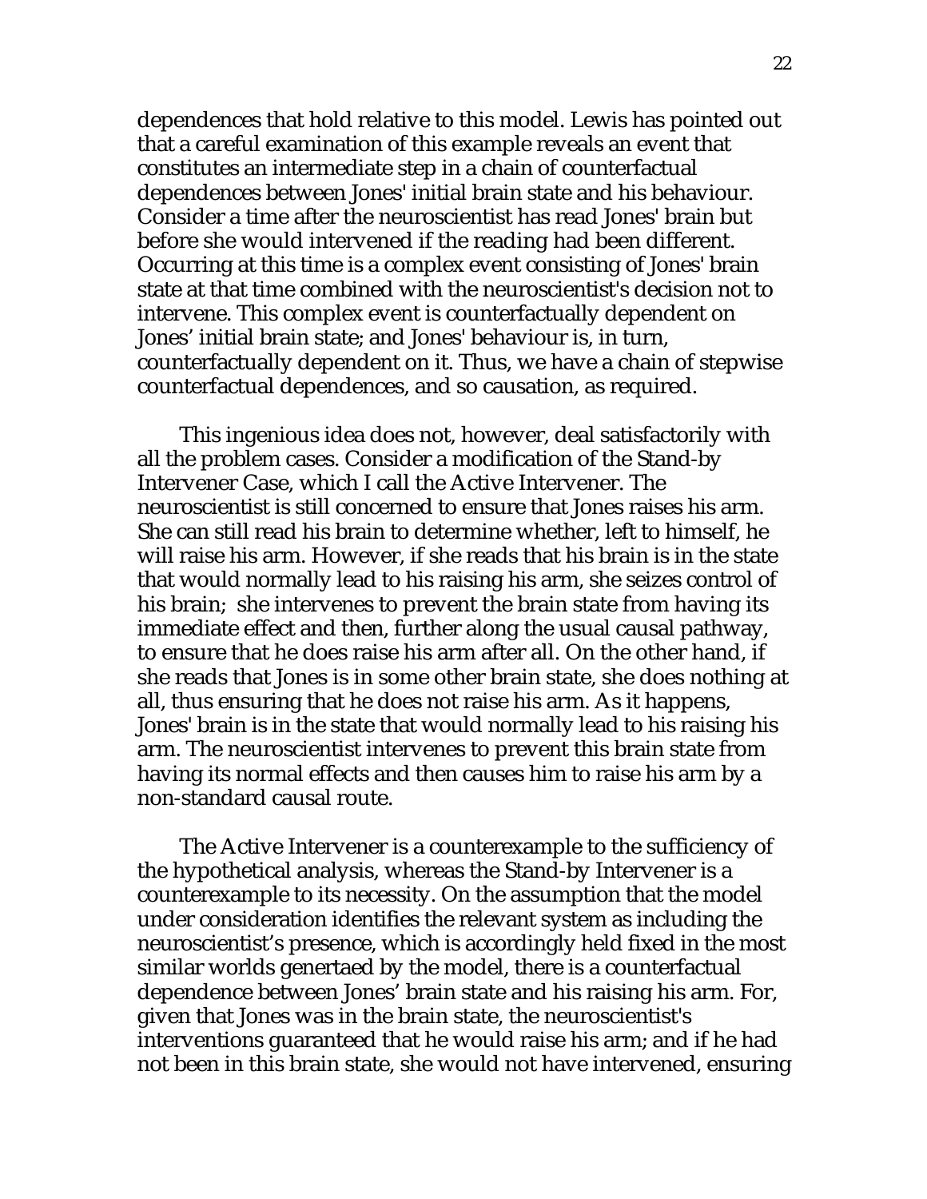dependences that hold relative to this model. Lewis has pointed out that a careful examination of this example reveals an event that constitutes an intermediate step in a chain of counterfactual dependences between Jones' initial brain state and his behaviour. Consider a time after the neuroscientist has read Jones' brain but before she would intervened if the reading had been different. Occurring at this time is a complex event consisting of Jones' brain state at that time combined with the neuroscientist's decision not to intervene. This complex event is counterfactually dependent on Jones' initial brain state; and Jones' behaviour is, in turn, counterfactually dependent on it. Thus, we have a chain of stepwise counterfactual dependences, and so causation, as required.

This ingenious idea does not, however, deal satisfactorily with all the problem cases. Consider a modification of the Stand-by Intervener Case, which I call the Active Intervener. The neuroscientist is still concerned to ensure that Jones raises his arm. She can still read his brain to determine whether, left to himself, he will raise his arm. However, if she reads that his brain is in the state that would normally lead to his raising his arm, she seizes control of his brain; she intervenes to prevent the brain state from having its immediate effect and then, further along the usual causal pathway, to ensure that he does raise his arm after all. On the other hand, if she reads that Jones is in some other brain state, she does nothing at all, thus ensuring that he does not raise his arm. As it happens, Jones' brain is in the state that would normally lead to his raising his arm. The neuroscientist intervenes to prevent this brain state from having its normal effects and then causes him to raise his arm by a non-standard causal route.

The Active Intervener is a counterexample to the sufficiency of the hypothetical analysis, whereas the Stand-by Intervener is a counterexample to its necessity. On the assumption that the model under consideration identifies the relevant system as including the neuroscientist's presence, which is accordingly held fixed in the most similar worlds genertaed by the model, there is a counterfactual dependence between Jones' brain state and his raising his arm. For, given that Jones was in the brain state, the neuroscientist's interventions guaranteed that he would raise his arm; and if he had not been in this brain state, she would not have intervened, ensuring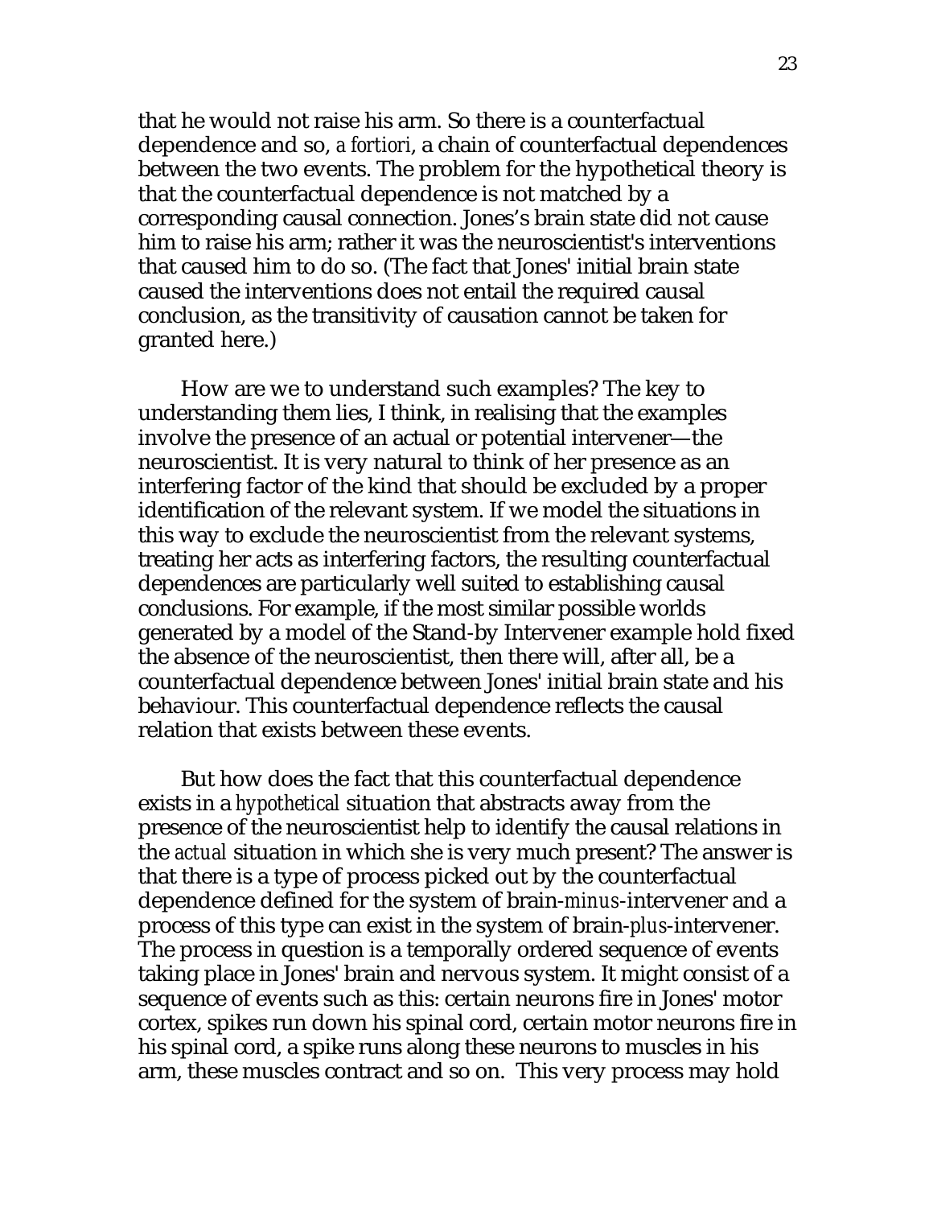that he would not raise his arm. So there is a counterfactual dependence and so, *a fortiori*, a chain of counterfactual dependences between the two events. The problem for the hypothetical theory is that the counterfactual dependence is not matched by a corresponding causal connection. Jones's brain state did not cause him to raise his arm; rather it was the neuroscientist's interventions that caused him to do so. (The fact that Jones' initial brain state caused the interventions does not entail the required causal conclusion, as the transitivity of causation cannot be taken for granted here.)

How are we to understand such examples? The key to understanding them lies, I think, in realising that the examples involve the presence of an actual or potential intervener—the neuroscientist. It is very natural to think of her presence as an interfering factor of the kind that should be excluded by a proper identification of the relevant system. If we model the situations in this way to exclude the neuroscientist from the relevant systems, treating her acts as interfering factors, the resulting counterfactual dependences are particularly well suited to establishing causal conclusions. For example, if the most similar possible worlds generated by a model of the Stand-by Intervener example hold fixed the absence of the neuroscientist, then there will, after all, be a counterfactual dependence between Jones' initial brain state and his behaviour. This counterfactual dependence reflects the causal relation that exists between these events.

But how does the fact that this counterfactual dependence exists in a *hypothetical* situation that abstracts away from the presence of the neuroscientist help to identify the causal relations in the *actual* situation in which she is very much present? The answer is that there is a type of process picked out by the counterfactual dependence defined for the system of brain-*minus*-intervener and a process of this type can exist in the system of brain-*plus*-intervener. The process in question is a temporally ordered sequence of events taking place in Jones' brain and nervous system. It might consist of a sequence of events such as this: certain neurons fire in Jones' motor cortex, spikes run down his spinal cord, certain motor neurons fire in his spinal cord, a spike runs along these neurons to muscles in his arm, these muscles contract and so on. This very process may hold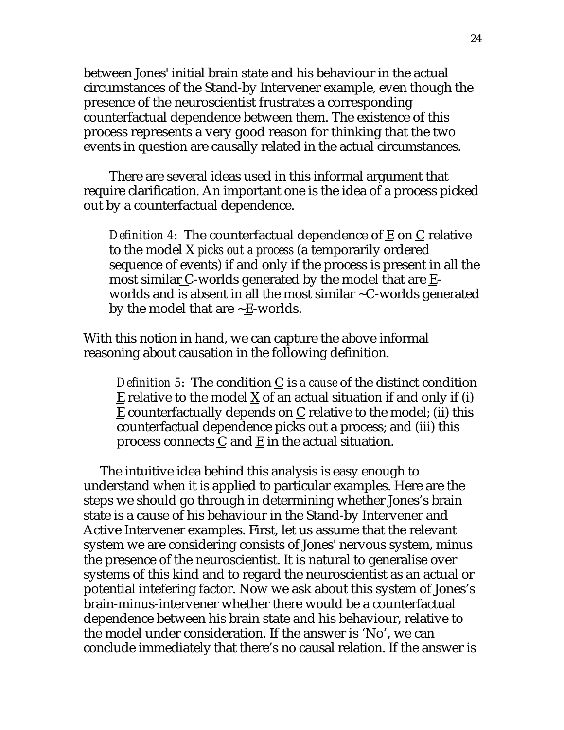between Jones' initial brain state and his behaviour in the actual circumstances of the Stand-by Intervener example, even though the presence of the neuroscientist frustrates a corresponding counterfactual dependence between them. The existence of this process represents a very good reason for thinking that the two events in question are causally related in the actual circumstances.

There are several ideas used in this informal argument that require clarification. An important one is the idea of a process picked out by a counterfactual dependence.

> *Definition 4*: The counterfactual dependence of E on C relative to the model X *picks out a process* (a temporarily ordered sequence of events) if and only if the process is present in all the most similar C-worlds generated by the model that are E-worlds and is absent in all the most similar ~C-worlds generated by the model that are ~E-worlds.

With this notion in hand, we can capture the above informal reasoning about causation in the following definition.

> *Definition 5*: The condition C is *a cause* of the distinct condition E relative to the model X of an actual situation if and only if (i) E counterfactually depends on C relative to the model; (ii) this counterfactual dependence picks out a process; and (iii) this process connects C and E in the actual situation.

The intuitive idea behind this analysis is easy enough to understand when it is applied to particular examples. Here are the steps we should go through in determining whether Jones's brain state is a cause of his behaviour in the Stand-by Intervener and Active Intervener examples. First, let us assume that the relevant system we are considering consists of Jones' nervous system, minus the presence of the neuroscientist. It is natural to generalise over systems of this kind and to regard the neuroscientist as an actual or potential intefering factor. Now we ask about this system of Jones's brain-minus-intervener whether there would be a counterfactual dependence between his brain state and his behaviour, relative to the model under consideration. If the answer is 'No', we can conclude immediately that there's no causal relation. If the answer is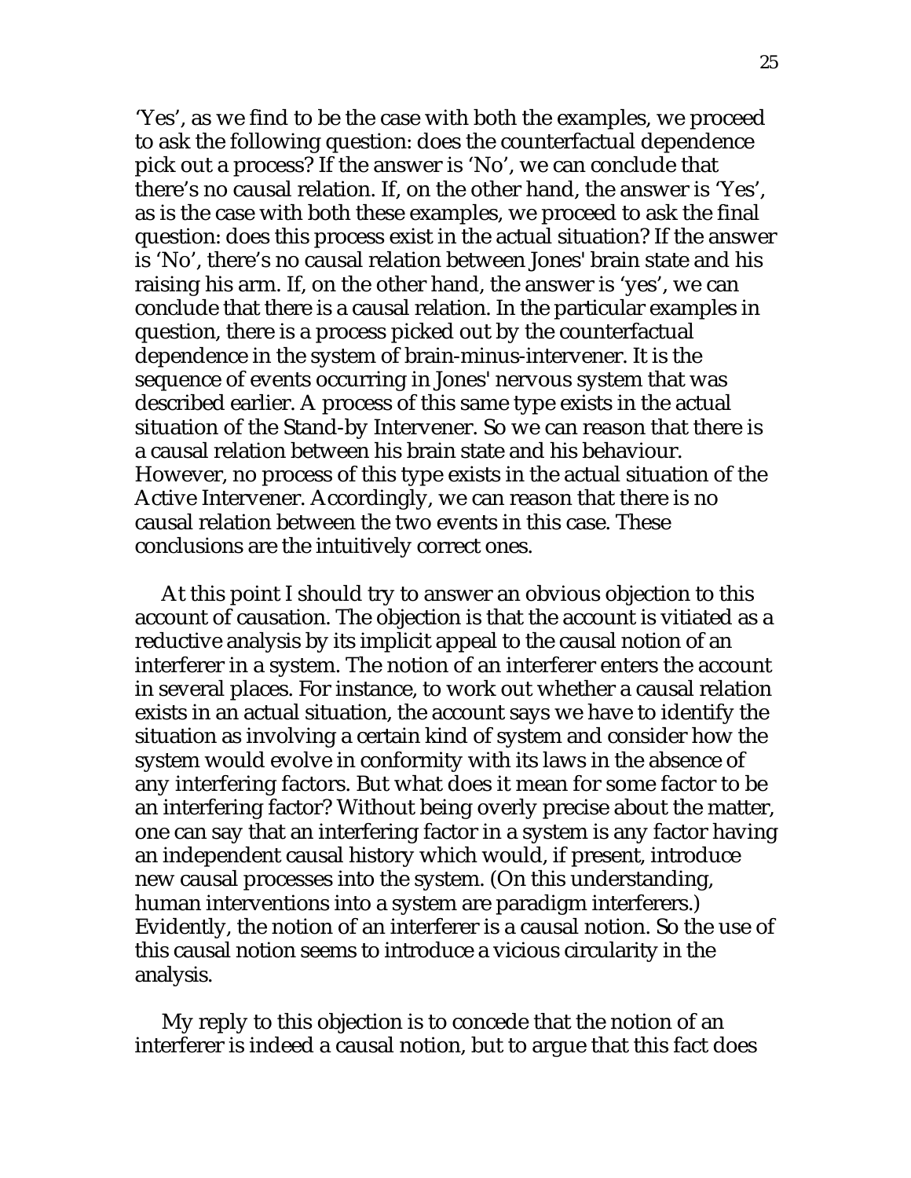‘Yes’, as we find to be the case with both the examples, we proceed to ask the following question: does the counterfactual dependence pick out a process? If the answer is ‘No’, we can conclude that there’s no causal relation. If, on the other hand, the answer is ‘Yes’, as is the case with both these examples, we proceed to ask the final question: does this process exist in the actual situation? If the answer is ‘No’, there’s no causal relation between Jones' brain state and his raising his arm. If, on the other hand, the answer is ‘yes’, we can conclude that there is a causal relation. In the particular examples in question, there is a process picked out by the counterfactual dependence in the system of brain-minus-intervener. It is the sequence of events occurring in Jones' nervous system that was described earlier. A process of this same type exists in the actual situation of the Stand-by Intervener. So we can reason that there is a causal relation between his brain state and his behaviour. However, no process of this type exists in the actual situation of the Active Intervener. Accordingly, we can reason that there is no causal relation between the two events in this case. These conclusions are the intuitively correct ones.

At this point I should try to answer an obvious objection to this account of causation. The objection is that the account is vitiated as a reductive analysis by its implicit appeal to the causal notion of an interferer in a system. The notion of an interferer enters the account in several places. For instance, to work out whether a causal relation exists in an actual situation, the account says we have to identify the situation as involving a certain kind of system and consider how the system would evolve in conformity with its laws in the absence of any interfering factors. But what does it mean for some factor to be an interfering factor? Without being overly precise about the matter, one can say that an interfering factor in a system is any factor having an independent causal history which would, if present, introduce new causal processes into the system. (On this understanding, human interventions into a system are paradigm interferers.) Evidently, the notion of an interferer is a causal notion. So the use of this causal notion seems to introduce a vicious circularity in the analysis.

My reply to this objection is to concede that the notion of an interferer is indeed a causal notion, but to argue that this fact does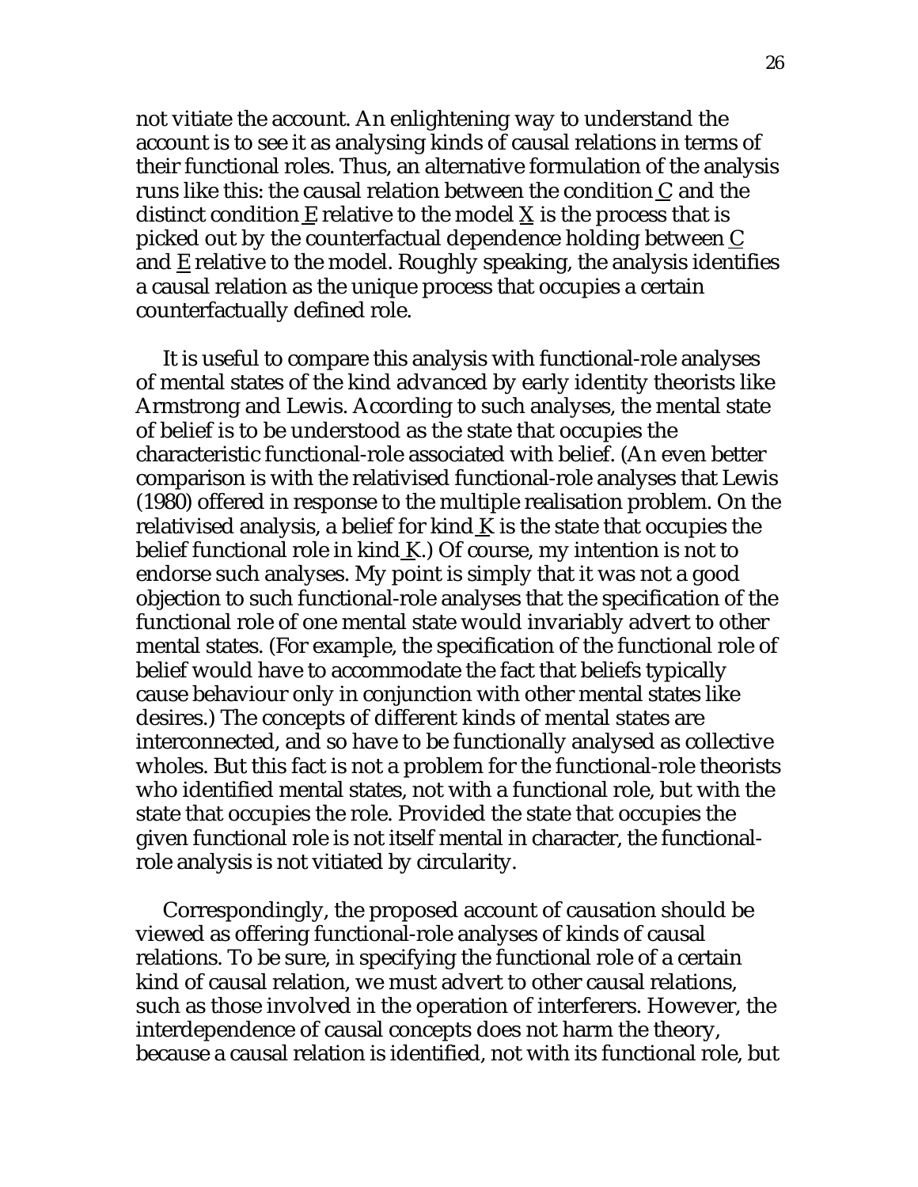not vitiate the account. An enlightening way to understand the account is to see it as analysing kinds of causal relations in terms of their functional roles. Thus, an alternative formulation of the analysis runs like this: the causal relation between the condition C and the distinct condition E relative to the model X is the process that is picked out by the counterfactual dependence holding between C and E relative to the model. Roughly speaking, the analysis identifies a causal relation as the unique process that occupies a certain counterfactually defined role.

It is useful to compare this analysis with functional-role analyses of mental states of the kind advanced by early identity theorists like Armstrong and Lewis. According to such analyses, the mental state of belief is to be understood as the state that occupies the characteristic functional-role associated with belief. (An even better comparison is with the relativised functional-role analyses that Lewis (1980) offered in response to the multiple realisation problem. On the relativised analysis, a belief for kind K is the state that occupies the belief functional role in kind K.) Of course, my intention is not to endorse such analyses. My point is simply that it was not a good objection to such functional-role analyses that the specification of the functional role of one mental state would invariably advert to other mental states. (For example, the specification of the functional role of belief would have to accommodate the fact that beliefs typically cause behaviour only in conjunction with other mental states like desires.) The concepts of different kinds of mental states are interconnected, and so have to be functionally analysed as collective wholes. But this fact is not a problem for the functional-role theorists who identified mental states, not with a functional role, but with the state that occupies the role. Provided the state that occupies the given functional role is not itself mental in character, the functional-role analysis is not vitiated by circularity.

Correspondingly, the proposed account of causation should be viewed as offering functional-role analyses of kinds of causal relations. To be sure, in specifying the functional role of a certain kind of causal relation, we must advert to other causal relations, such as those involved in the operation of interferers. However, the interdependence of causal concepts does not harm the theory, because a causal relation is identified, not with its functional role, but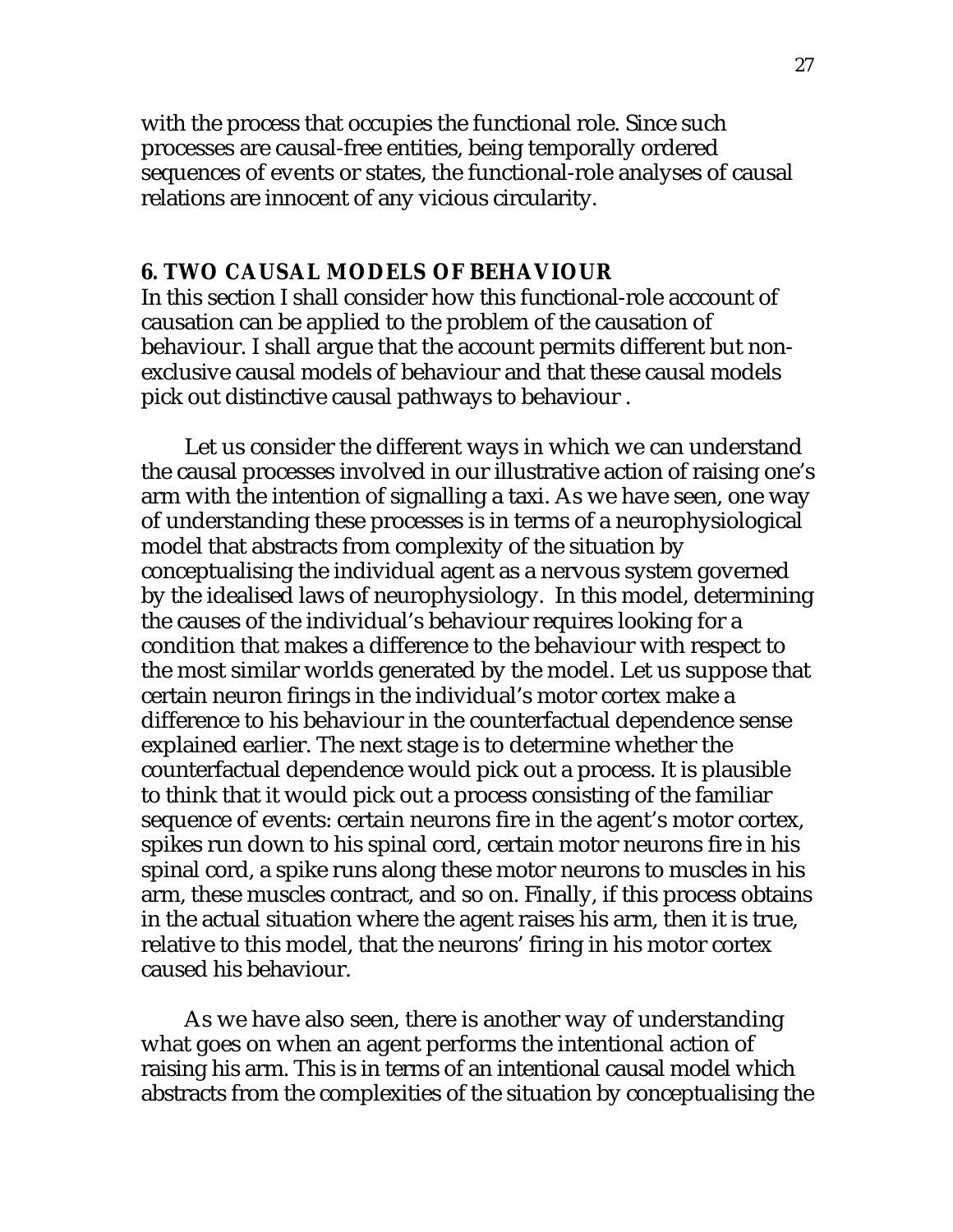with the process that occupies the functional role. Since such processes are causal-free entities, being temporally ordered sequences of events or states, the functional-role analyses of causal relations are innocent of any vicious circularity.

## 6. TWO CAUSAL MODELS OF BEHAVIOUR

In this section I shall consider how this functional-role acccount of causation can be applied to the problem of the causation of behaviour. I shall argue that the account permits different but non-exclusive causal models of behaviour and that these causal models pick out distinctive causal pathways to behaviour .

Let us consider the different ways in which we can understand the causal processes involved in our illustrative action of raising one's arm with the intention of signalling a taxi. As we have seen, one way of understanding these processes is in terms of a neurophysiological model that abstracts from complexity of the situation by conceptualising the individual agent as a nervous system governed by the idealised laws of neurophysiology. In this model, determining the causes of the individual's behaviour requires looking for a condition that makes a difference to the behaviour with respect to the most similar worlds generated by the model. Let us suppose that certain neuron firings in the individual's motor cortex make a difference to his behaviour in the counterfactual dependence sense explained earlier. The next stage is to determine whether the counterfactual dependence would pick out a process. It is plausible to think that it would pick out a process consisting of the familiar sequence of events: certain neurons fire in the agent's motor cortex, spikes run down to his spinal cord, certain motor neurons fire in his spinal cord, a spike runs along these motor neurons to muscles in his arm, these muscles contract, and so on. Finally, if this process obtains in the actual situation where the agent raises his arm, then it is true, relative to this model, that the neurons' firing in his motor cortex caused his behaviour.

As we have also seen, there is another way of understanding what goes on when an agent performs the intentional action of raising his arm. This is in terms of an intentional causal model which abstracts from the complexities of the situation by conceptualising the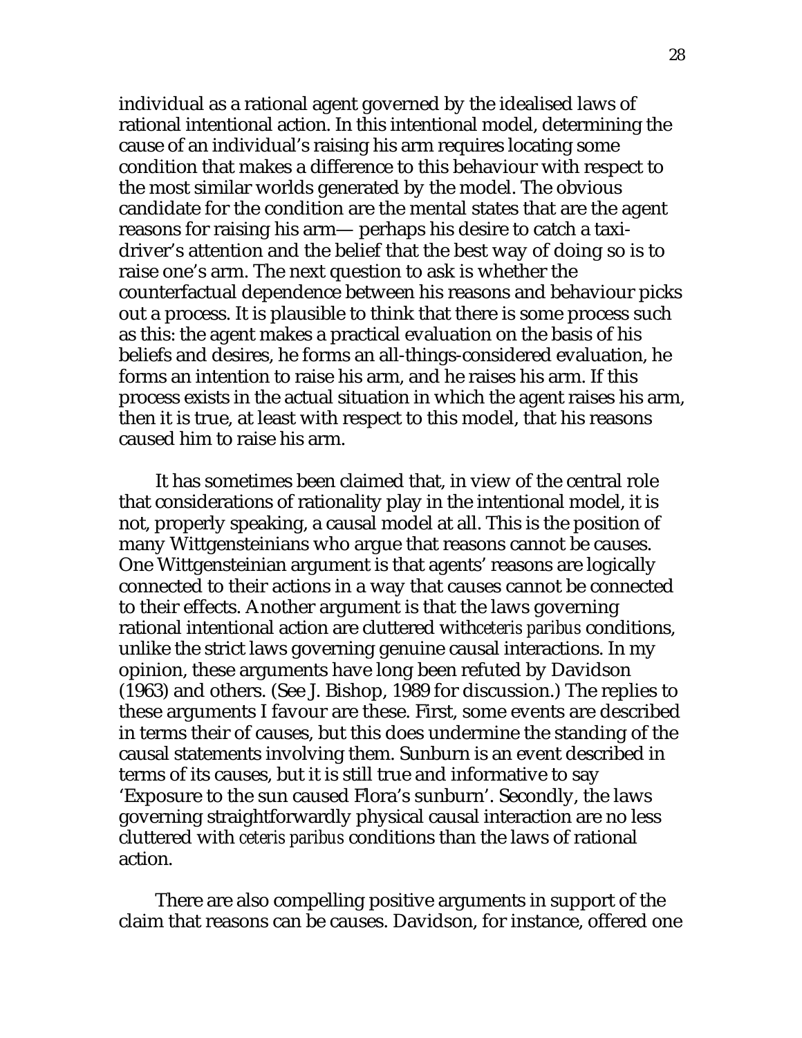individual as a rational agent governed by the idealised laws of rational intentional action. In this intentional model, determining the cause of an individual's raising his arm requires locating some condition that makes a difference to this behaviour with respect to the most similar worlds generated by the model. The obvious candidate for the condition are the mental states that are the agent reasons for raising his arm— perhaps his desire to catch a taxi-driver's attention and the belief that the best way of doing so is to raise one's arm. The next question to ask is whether the counterfactual dependence between his reasons and behaviour picks out a process. It is plausible to think that there is some process such as this: the agent makes a practical evaluation on the basis of his beliefs and desires, he forms an all-things-considered evaluation, he forms an intention to raise his arm, and he raises his arm. If this process exists in the actual situation in which the agent raises his arm, then it is true, at least with respect to this model, that his reasons caused him to raise his arm.

It has sometimes been claimed that, in view of the central role that considerations of rationality play in the intentional model, it is not, properly speaking, a causal model at all. This is the position of many Wittgensteinians who argue that reasons cannot be causes. One Wittgensteinian argument is that agents' reasons are logically connected to their actions in a way that causes cannot be connected to their effects. Another argument is that the laws governing rational intentional action are cluttered with*ceteris paribus* conditions, unlike the strict laws governing genuine causal interactions. In my opinion, these arguments have long been refuted by Davidson (1963) and others. (See J. Bishop, 1989 for discussion.) The replies to these arguments I favour are these. First, some events are described in terms their of causes, but this does undermine the standing of the causal statements involving them. Sunburn is an event described in terms of its causes, but it is still true and informative to say 'Exposure to the sun caused Flora's sunburn'. Secondly, the laws governing straightforwardly physical causal interaction are no less cluttered with *ceteris paribus* conditions than the laws of rational action.

There are also compelling positive arguments in support of the claim that reasons can be causes. Davidson, for instance, offered one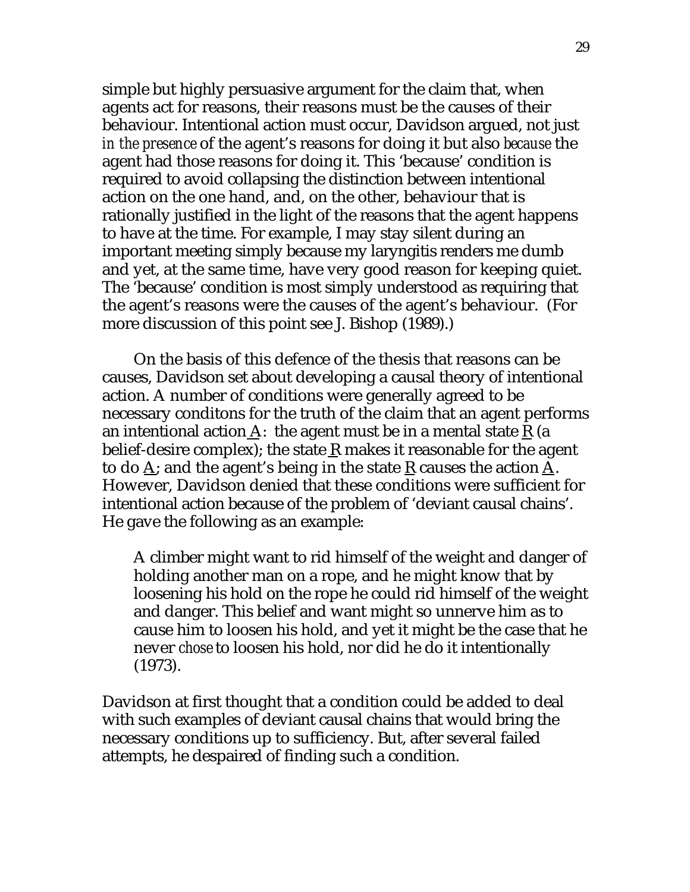simple but highly persuasive argument for the claim that, when agents act for reasons, their reasons must be the causes of their behaviour. Intentional action must occur, Davidson argued, not just *in the presence* of the agent's reasons for doing it but also *because* the agent had those reasons for doing it. This 'because' condition is required to avoid collapsing the distinction between intentional action on the one hand, and, on the other, behaviour that is rationally justified in the light of the reasons that the agent happens to have at the time. For example, I may stay silent during an important meeting simply because my laryngitis renders me dumb and yet, at the same time, have very good reason for keeping quiet. The 'because' condition is most simply understood as requiring that the agent's reasons were the causes of the agent's behaviour. (For more discussion of this point see J. Bishop (1989).)

On the basis of this defence of the thesis that reasons can be causes, Davidson set about developing a causal theory of intentional action. A number of conditions were generally agreed to be necessary conditons for the truth of the claim that an agent performs an intentional action <u>A</u>: the agent must be in a mental state <u>R</u> (a belief-desire complex); the state <u>R</u> makes it reasonable for the agent to do <u>A</u>; and the agent's being in the state <u>R</u> causes the action <u>A</u>. However, Davidson denied that these conditions were sufficient for intentional action because of the problem of 'deviant causal chains'. He gave the following as an example:

> A climber might want to rid himself of the weight and danger of holding another man on a rope, and he might know that by loosening his hold on the rope he could rid himself of the weight and danger. This belief and want might so unnerve him as to cause him to loosen his hold, and yet it might be the case that he never *chose* to loosen his hold, nor did he do it intentionally (1973).

Davidson at first thought that a condition could be added to deal with such examples of deviant causal chains that would bring the necessary conditions up to sufficiency. But, after several failed attempts, he despaired of finding such a condition.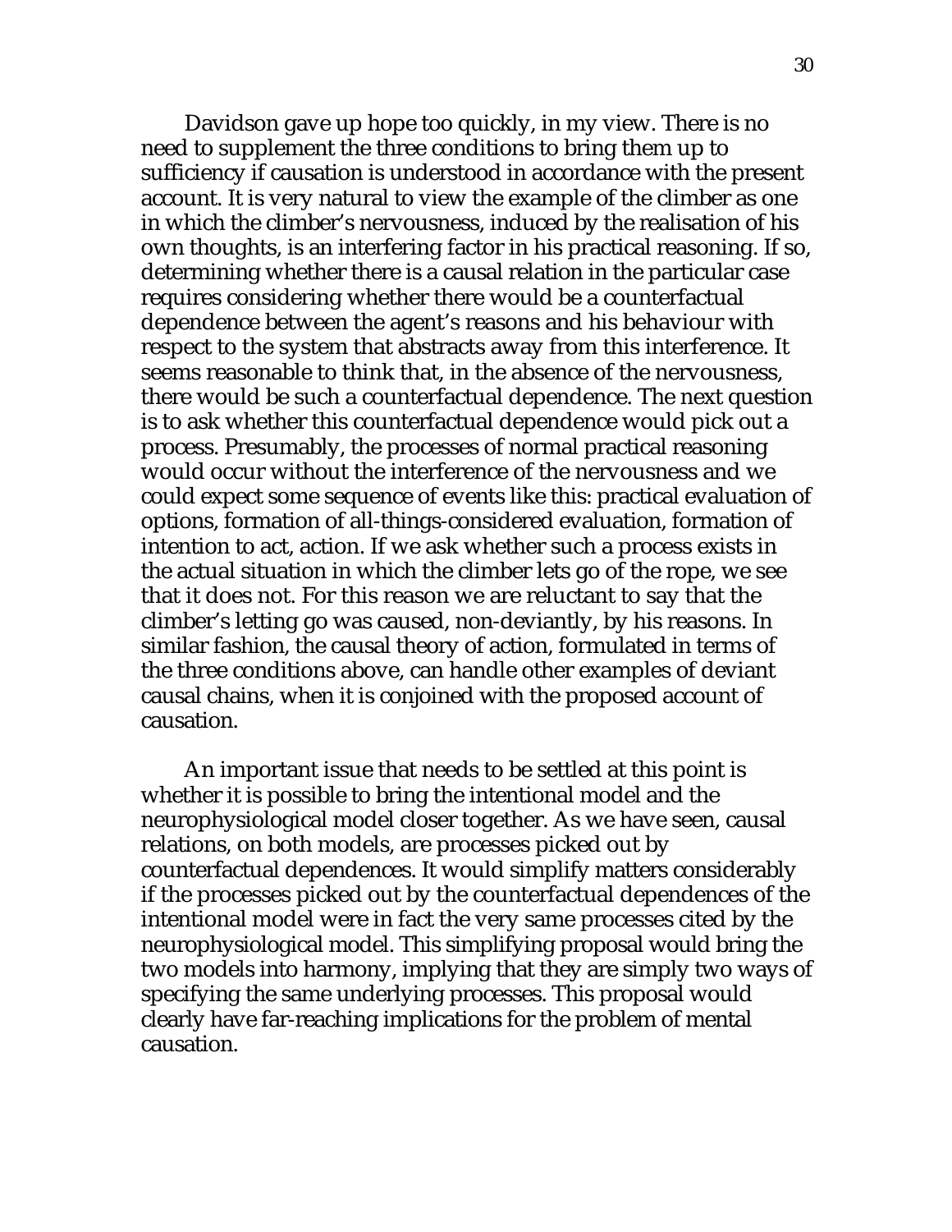Davidson gave up hope too quickly, in my view. There is no need to supplement the three conditions to bring them up to sufficiency if causation is understood in accordance with the present account. It is very natural to view the example of the climber as one in which the climber's nervousness, induced by the realisation of his own thoughts, is an interfering factor in his practical reasoning. If so, determining whether there is a causal relation in the particular case requires considering whether there would be a counterfactual dependence between the agent's reasons and his behaviour with respect to the system that abstracts away from this interference. It seems reasonable to think that, in the absence of the nervousness, there would be such a counterfactual dependence. The next question is to ask whether this counterfactual dependence would pick out a process. Presumably, the processes of normal practical reasoning would occur without the interference of the nervousness and we could expect some sequence of events like this: practical evaluation of options, formation of all-things-considered evaluation, formation of intention to act, action. If we ask whether such a process exists in the actual situation in which the climber lets go of the rope, we see that it does not. For this reason we are reluctant to say that the climber's letting go was caused, non-deviantly, by his reasons. In similar fashion, the causal theory of action, formulated in terms of the three conditions above, can handle other examples of deviant causal chains, when it is conjoined with the proposed account of causation.

An important issue that needs to be settled at this point is whether it is possible to bring the intentional model and the neurophysiological model closer together. As we have seen, causal relations, on both models, are processes picked out by counterfactual dependences. It would simplify matters considerably if the processes picked out by the counterfactual dependences of the intentional model were in fact the very same processes cited by the neurophysiological model. This simplifying proposal would bring the two models into harmony, implying that they are simply two ways of specifying the same underlying processes. This proposal would clearly have far-reaching implications for the problem of mental causation.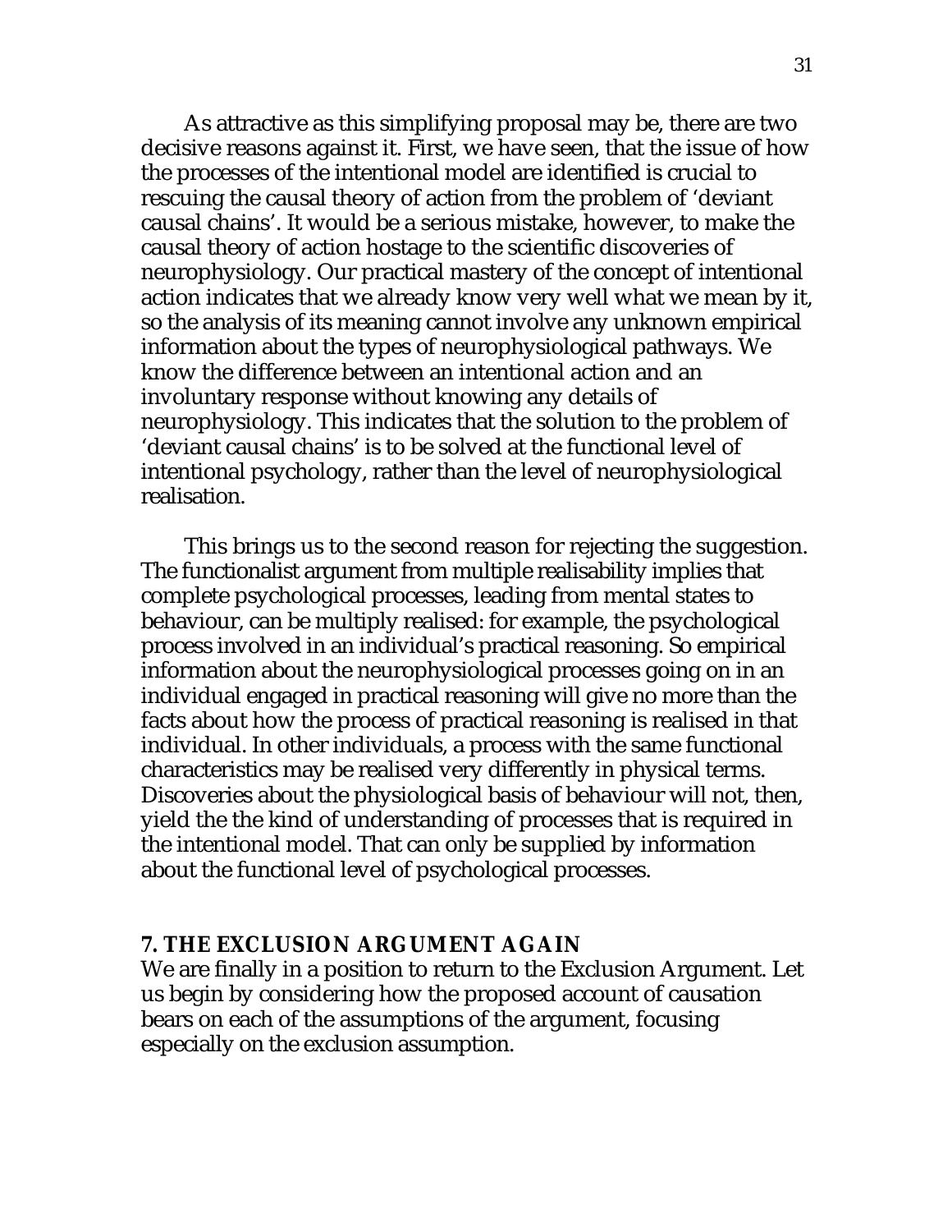As attractive as this simplifying proposal may be, there are two decisive reasons against it. First, we have seen, that the issue of how the processes of the intentional model are identified is crucial to rescuing the causal theory of action from the problem of 'deviant causal chains'. It would be a serious mistake, however, to make the causal theory of action hostage to the scientific discoveries of neurophysiology. Our practical mastery of the concept of intentional action indicates that we already know very well what we mean by it, so the analysis of its meaning cannot involve any unknown empirical information about the types of neurophysiological pathways. We know the difference between an intentional action and an involuntary response without knowing any details of neurophysiology. This indicates that the solution to the problem of 'deviant causal chains' is to be solved at the functional level of intentional psychology, rather than the level of neurophysiological realisation.

This brings us to the second reason for rejecting the suggestion. The functionalist argument from multiple realisability implies that complete psychological processes, leading from mental states to behaviour, can be multiply realised: for example, the psychological process involved in an individual's practical reasoning. So empirical information about the neurophysiological processes going on in an individual engaged in practical reasoning will give no more than the facts about how the process of practical reasoning is realised in that individual. In other individuals, a process with the same functional characteristics may be realised very differently in physical terms. Discoveries about the physiological basis of behaviour will not, then, yield the the kind of understanding of processes that is required in the intentional model. That can only be supplied by information about the functional level of psychological processes.

## 7. THE EXCLUSION ARGUMENT AGAIN

We are finally in a position to return to the Exclusion Argument. Let us begin by considering how the proposed account of causation bears on each of the assumptions of the argument, focusing especially on the exclusion assumption.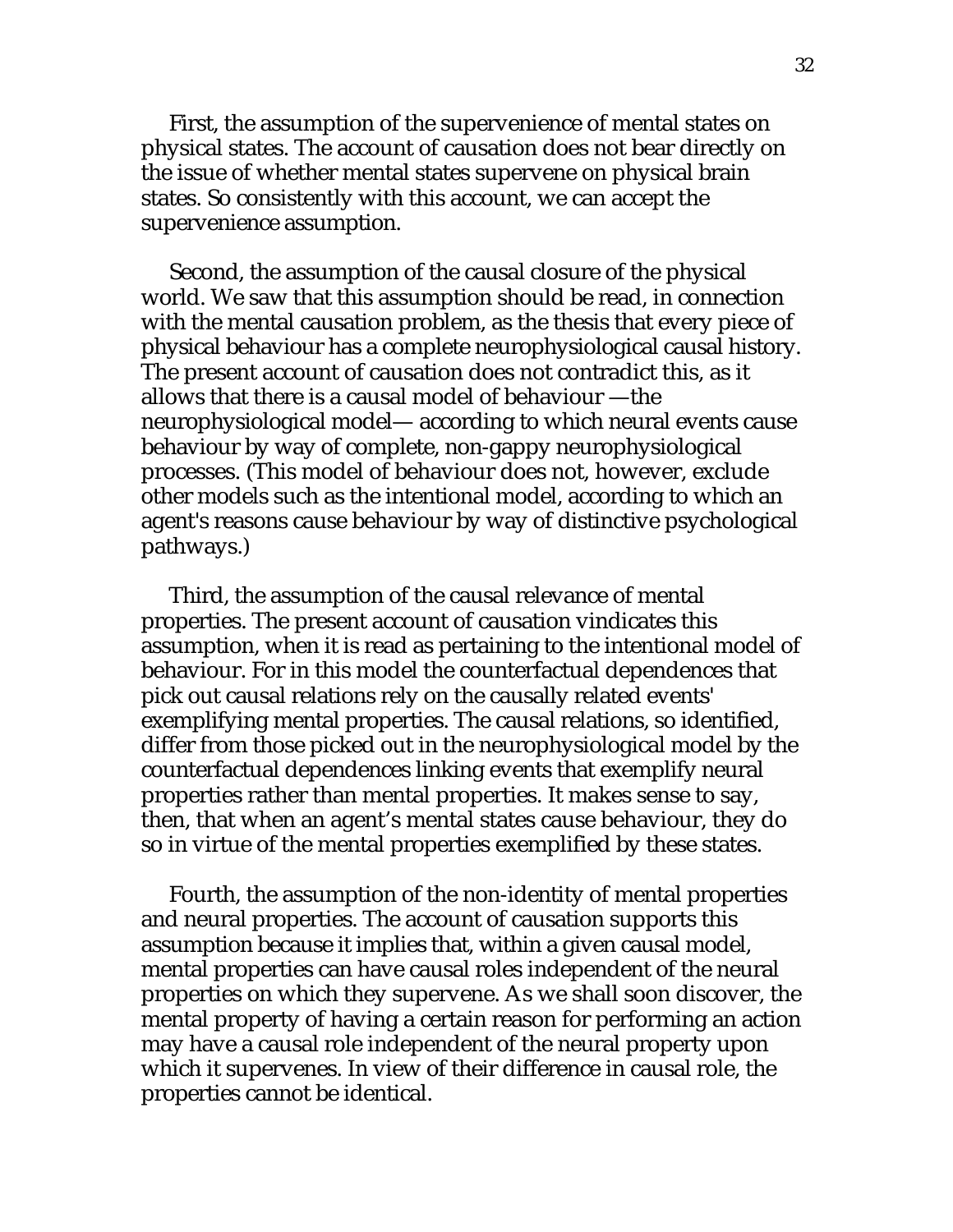First, the assumption of the supervenience of mental states on physical states. The account of causation does not bear directly on the issue of whether mental states supervene on physical brain states. So consistently with this account, we can accept the supervenience assumption.

Second, the assumption of the causal closure of the physical world. We saw that this assumption should be read, in connection with the mental causation problem, as the thesis that every piece of physical behaviour has a complete neurophysiological causal history. The present account of causation does not contradict this, as it allows that there is a causal model of behaviour —the neurophysiological model— according to which neural events cause behaviour by way of complete, non-gappy neurophysiological processes. (This model of behaviour does not, however, exclude other models such as the intentional model, according to which an agent's reasons cause behaviour by way of distinctive psychological pathways.)

Third, the assumption of the causal relevance of mental properties. The present account of causation vindicates this assumption, when it is read as pertaining to the intentional model of behaviour. For in this model the counterfactual dependences that pick out causal relations rely on the causally related events' exemplifying mental properties. The causal relations, so identified, differ from those picked out in the neurophysiological model by the counterfactual dependences linking events that exemplify neural properties rather than mental properties. It makes sense to say, then, that when an agent's mental states cause behaviour, they do so in virtue of the mental properties exemplified by these states.

Fourth, the assumption of the non-identity of mental properties and neural properties. The account of causation supports this assumption because it implies that, within a given causal model, mental properties can have causal roles independent of the neural properties on which they supervene. As we shall soon discover, the mental property of having a certain reason for performing an action may have a causal role independent of the neural property upon which it supervenes. In view of their difference in causal role, the properties cannot be identical.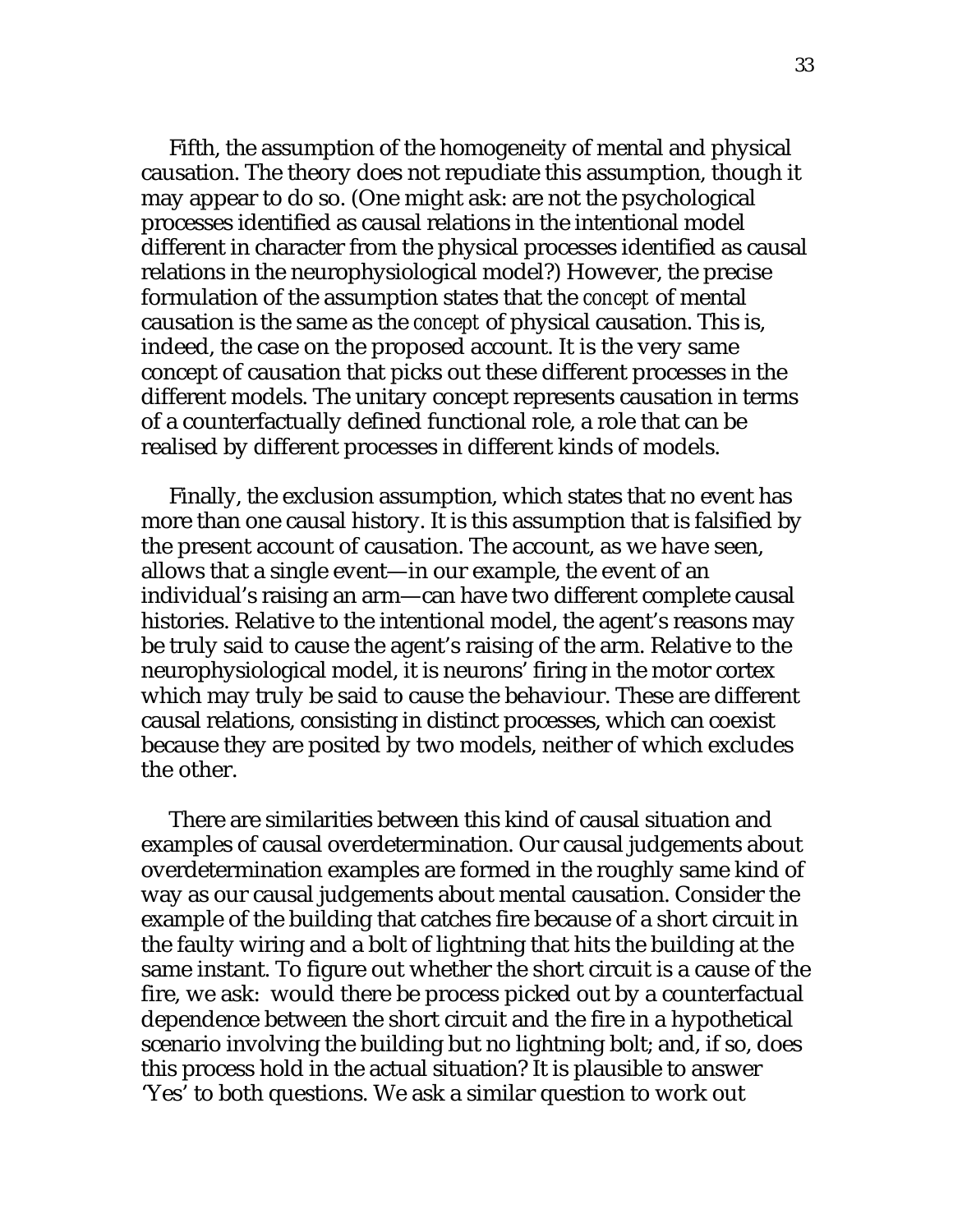Fifth, the assumption of the homogeneity of mental and physical causation. The theory does not repudiate this assumption, though it may appear to do so. (One might ask: are not the psychological processes identified as causal relations in the intentional model different in character from the physical processes identified as causal relations in the neurophysiological model?) However, the precise formulation of the assumption states that the *concept* of mental causation is the same as the *concept* of physical causation. This is, indeed, the case on the proposed account. It is the very same concept of causation that picks out these different processes in the different models. The unitary concept represents causation in terms of a counterfactually defined functional role, a role that can be realised by different processes in different kinds of models.

Finally, the exclusion assumption, which states that no event has more than one causal history. It is this assumption that is falsified by the present account of causation. The account, as we have seen, allows that a single event—in our example, the event of an individual's raising an arm—can have two different complete causal histories. Relative to the intentional model, the agent's reasons may be truly said to cause the agent's raising of the arm. Relative to the neurophysiological model, it is neurons' firing in the motor cortex which may truly be said to cause the behaviour. These are different causal relations, consisting in distinct processes, which can coexist because they are posited by two models, neither of which excludes the other.

There are similarities between this kind of causal situation and examples of causal overdetermination. Our causal judgements about overdetermination examples are formed in the roughly same kind of way as our causal judgements about mental causation. Consider the example of the building that catches fire because of a short circuit in the faulty wiring and a bolt of lightning that hits the building at the same instant. To figure out whether the short circuit is a cause of the fire, we ask: would there be process picked out by a counterfactual dependence between the short circuit and the fire in a hypothetical scenario involving the building but no lightning bolt; and, if so, does this process hold in the actual situation? It is plausible to answer 'Yes' to both questions. We ask a similar question to work out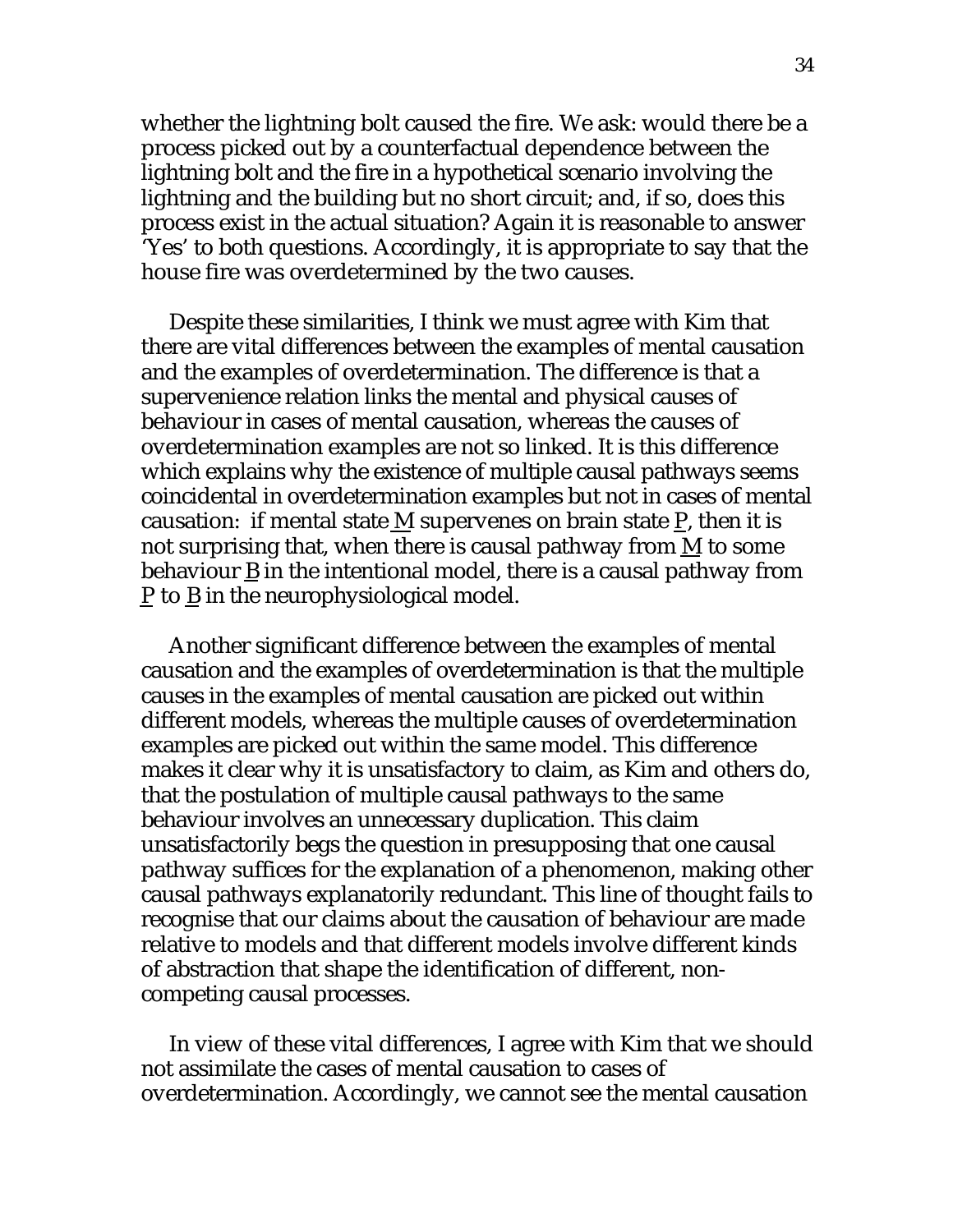whether the lightning bolt caused the fire. We ask: would there be a process picked out by a counterfactual dependence between the lightning bolt and the fire in a hypothetical scenario involving the lightning and the building but no short circuit; and, if so, does this process exist in the actual situation? Again it is reasonable to answer 'Yes' to both questions. Accordingly, it is appropriate to say that the house fire was overdetermined by the two causes.

Despite these similarities, I think we must agree with Kim that there are vital differences between the examples of mental causation and the examples of overdetermination. The difference is that a supervenience relation links the mental and physical causes of behaviour in cases of mental causation, whereas the causes of overdetermination examples are not so linked. It is this difference which explains why the existence of multiple causal pathways seems coincidental in overdetermination examples but not in cases of mental causation: if mental state M supervenes on brain state P, then it is not surprising that, when there is causal pathway from M to some behaviour B in the intentional model, there is a causal pathway from P to B in the neurophysiological model.

Another significant difference between the examples of mental causation and the examples of overdetermination is that the multiple causes in the examples of mental causation are picked out within different models, whereas the multiple causes of overdetermination examples are picked out within the same model. This difference makes it clear why it is unsatisfactory to claim, as Kim and others do, that the postulation of multiple causal pathways to the same behaviour involves an unnecessary duplication. This claim unsatisfactorily begs the question in presupposing that one causal pathway suffices for the explanation of a phenomenon, making other causal pathways explanatorily redundant. This line of thought fails to recognise that our claims about the causation of behaviour are made relative to models and that different models involve different kinds of abstraction that shape the identification of different, non-competing causal processes.

In view of these vital differences, I agree with Kim that we should not assimilate the cases of mental causation to cases of overdetermination. Accordingly, we cannot see the mental causation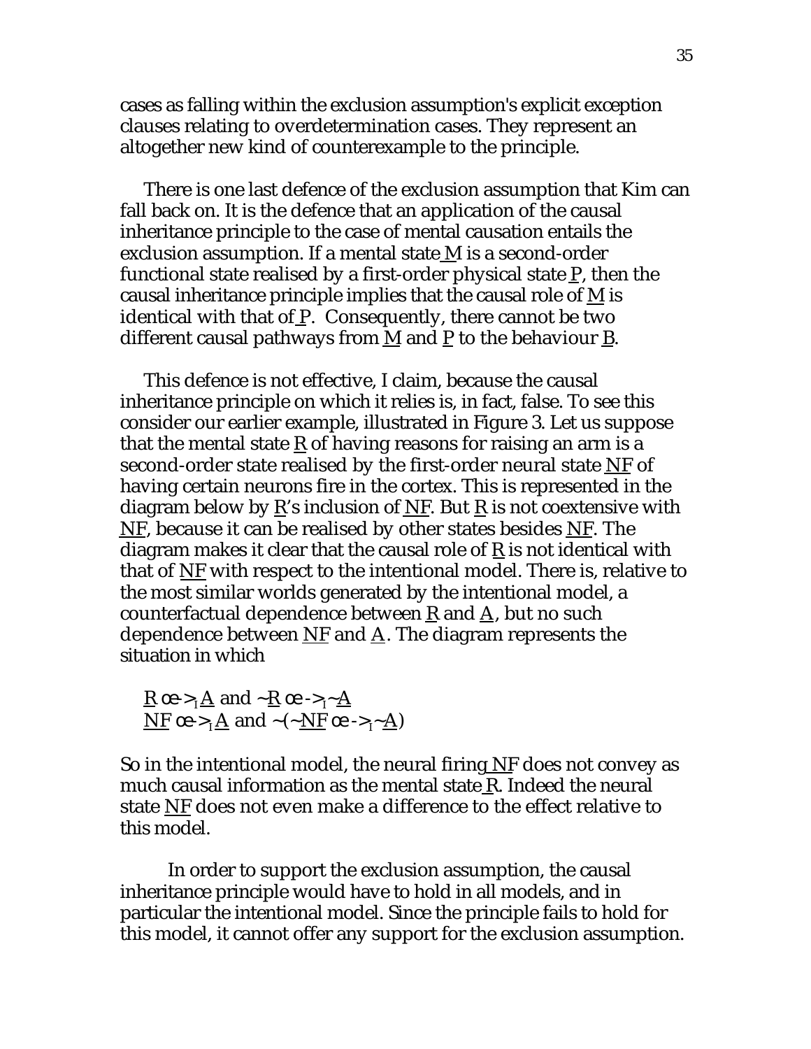cases as falling within the exclusion assumption's explicit exception clauses relating to overdetermination cases. They represent an altogether new kind of counterexample to the principle.

There is one last defence of the exclusion assumption that Kim can fall back on. It is the defence that an application of the causal inheritance principle to the case of mental causation entails the exclusion assumption. If a mental state M is a second-order functional state realised by a first-order physical state P, then the causal inheritance principle implies that the causal role of M is identical with that of P. Consequently, there cannot be two different causal pathways from M and P to the behaviour B.

This defence is not effective, I claim, because the causal inheritance principle on which it relies is, in fact, false. To see this consider our earlier example, illustrated in Figure 3. Let us suppose that the mental state R of having reasons for raising an arm is a second-order state realised by the first-order neural state NF of having certain neurons fire in the cortex. This is represented in the diagram below by R's inclusion of NF. But R is not coextensive with NF, because it can be realised by other states besides NF. The diagram makes it clear that the causal role of R is not identical with that of NF with respect to the intentional model. There is, relative to the most similar worlds generated by the intentional model, a counterfactual dependence between R and A, but no such dependence between NF and A. The diagram represents the situation in which

$R \; \Box\!\!\rightarrow_I A$ and $\sim R \; \Box\!\!\rightarrow_I \sim A$
$NF \; \Box\!\!\rightarrow_I A$ and $\sim(\sim NF \; \Box\!\!\rightarrow_I \sim A)$

So in the intentional model, the neural firing NF does not convey as much causal information as the mental state R. Indeed the neural state NF does not even make a difference to the effect relative to this model.

In order to support the exclusion assumption, the causal inheritance principle would have to hold in all models, and in particular the intentional model. Since the principle fails to hold for this model, it cannot offer any support for the exclusion assumption.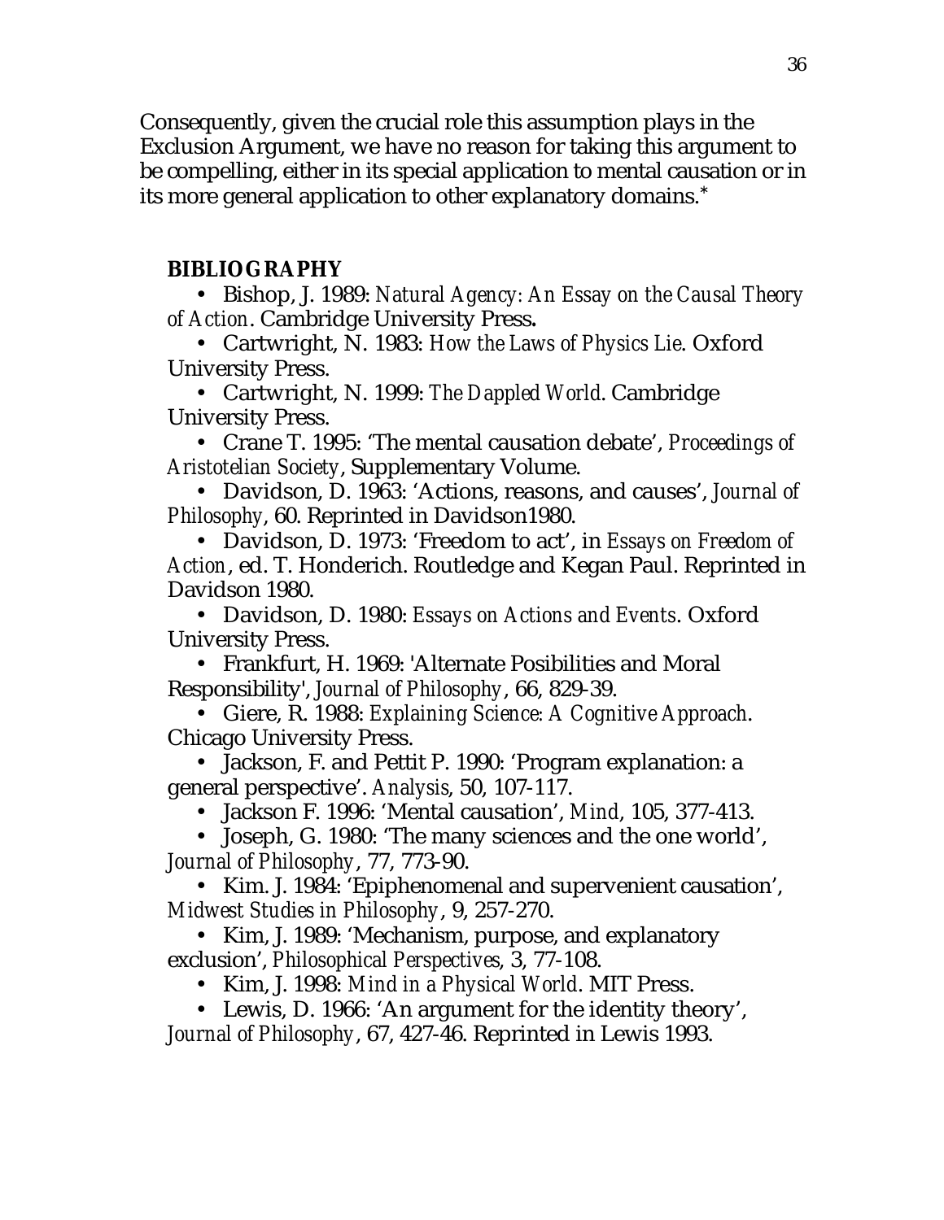Consequently, given the crucial role this assumption plays in the Exclusion Argument, we have no reason for taking this argument to be compelling, either in its special application to mental causation or in its more general application to other explanatory domains.*

**BIBLIOGRAPHY**

- Bishop, J. 1989: *Natural Agency: An Essay on the Causal Theory of Action*. Cambridge University Press.
- Cartwright, N. 1983: *How the Laws of Physics Lie*. Oxford University Press.
- Cartwright, N. 1999: *The Dappled World*. Cambridge University Press.
- Crane T. 1995: 'The mental causation debate', *Proceedings of Aristotelian Society*, Supplementary Volume.
- Davidson, D. 1963: 'Actions, reasons, and causes', *Journal of Philosophy*, 60. Reprinted in Davidson1980.
- Davidson, D. 1973: 'Freedom to act', in *Essays on Freedom of Action*, ed. T. Honderich. Routledge and Kegan Paul. Reprinted in Davidson 1980.
- Davidson, D. 1980: *Essays on Actions and Events*. Oxford University Press.
- Frankfurt, H. 1969: 'Alternate Posibilities and Moral Responsibility', *Journal of Philosophy*, 66, 829-39.
- Giere, R. 1988: *Explaining Science: A Cognitive Approach*. Chicago University Press.
- Jackson, F. and Pettit P. 1990: 'Program explanation: a general perspective'. *Analysis*, 50, 107-117.
- Jackson F. 1996: 'Mental causation', *Mind*, 105, 377-413.
- Joseph, G. 1980: 'The many sciences and the one world', *Journal of Philosophy*, 77, 773-90.
- Kim. J. 1984: 'Epiphenomenal and supervenient causation', *Midwest Studies in Philosophy*, 9, 257-270.
- Kim, J. 1989: 'Mechanism, purpose, and explanatory exclusion', *Philosophical Perspectives*, 3, 77-108.
- Kim, J. 1998: *Mind in a Physical World*. MIT Press.
- Lewis, D. 1966: 'An argument for the identity theory', *Journal of Philosophy*, 67, 427-46. Reprinted in Lewis 1993.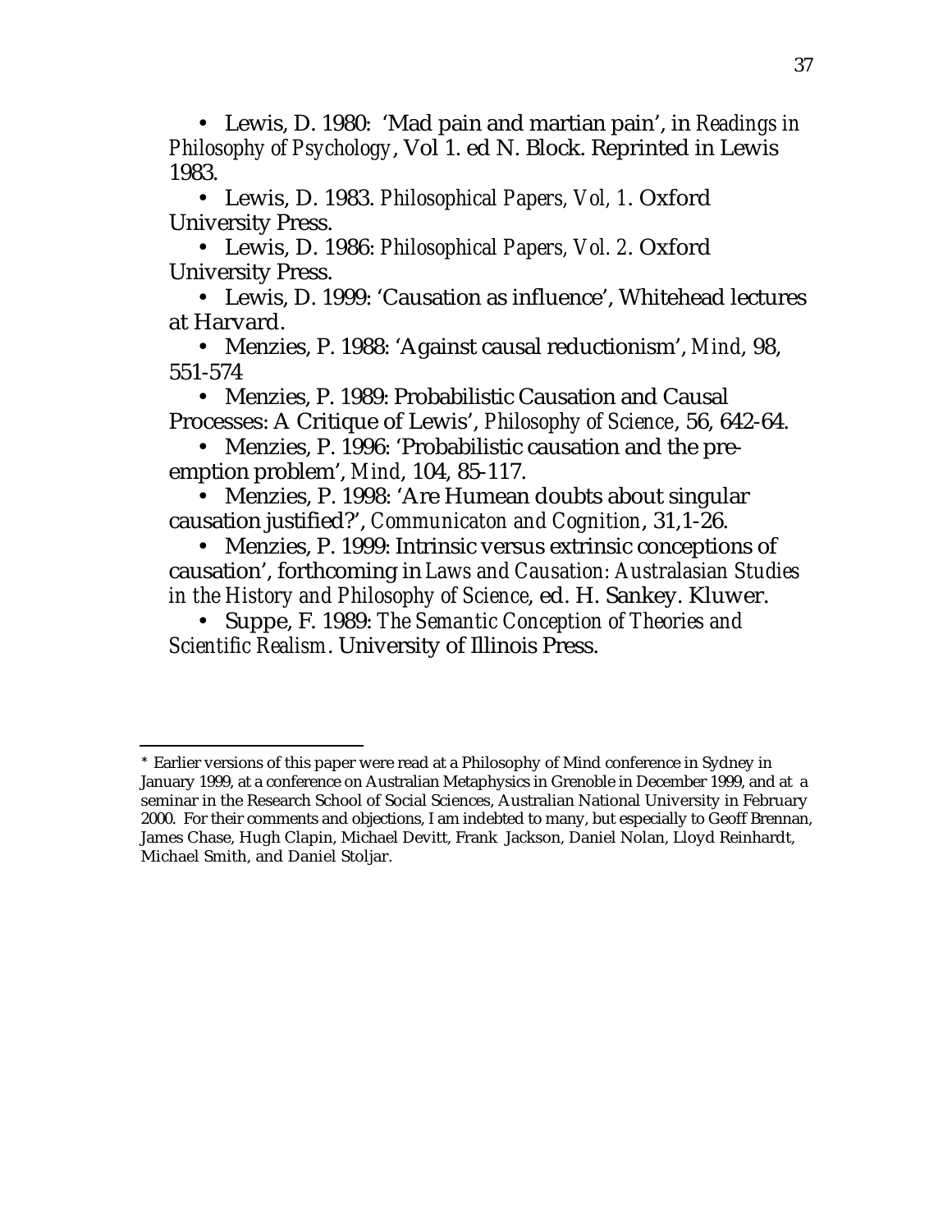- Lewis, D. 1980: 'Mad pain and martian pain', in *Readings in Philosophy of Psychology*, Vol 1. ed N. Block. Reprinted in Lewis 1983.
- Lewis, D. 1983. *Philosophical Papers, Vol, 1*. Oxford University Press.
- Lewis, D. 1986: *Philosophical Papers, Vol. 2*. Oxford University Press.
- Lewis, D. 1999: 'Causation as influence', Whitehead lectures at Harvard.
- Menzies, P. 1988: 'Against causal reductionism', *Mind*, 98, 551-574
- Menzies, P. 1989: Probabilistic Causation and Causal Processes: A Critique of Lewis', *Philosophy of Science*, 56, 642-64.
- Menzies, P. 1996: 'Probabilistic causation and the pre-emption problem', *Mind*, 104, 85-117.
- Menzies, P. 1998: 'Are Humean doubts about singular causation justified?', *Communicaton and Cognition*, 31,1-26.
- Menzies, P. 1999: Intrinsic versus extrinsic conceptions of causation', forthcoming in *Laws and Causation: Australasian Studies in the History and Philosophy of Science*, ed. H. Sankey. Kluwer.
- Suppe, F. 1989: *The Semantic Conception of Theories and Scientific Realism*. University of Illinois Press.

---

* Earlier versions of this paper were read at a Philosophy of Mind conference in Sydney in January 1999, at a conference on Australian Metaphysics in Grenoble in December 1999, and at a seminar in the Research School of Social Sciences, Australian National University in February 2000. For their comments and objections, I am indebted to many, but especially to Geoff Brennan, James Chase, Hugh Clapin, Michael Devitt, Frank Jackson, Daniel Nolan, Lloyd Reinhardt, Michael Smith, and Daniel Stoljar.